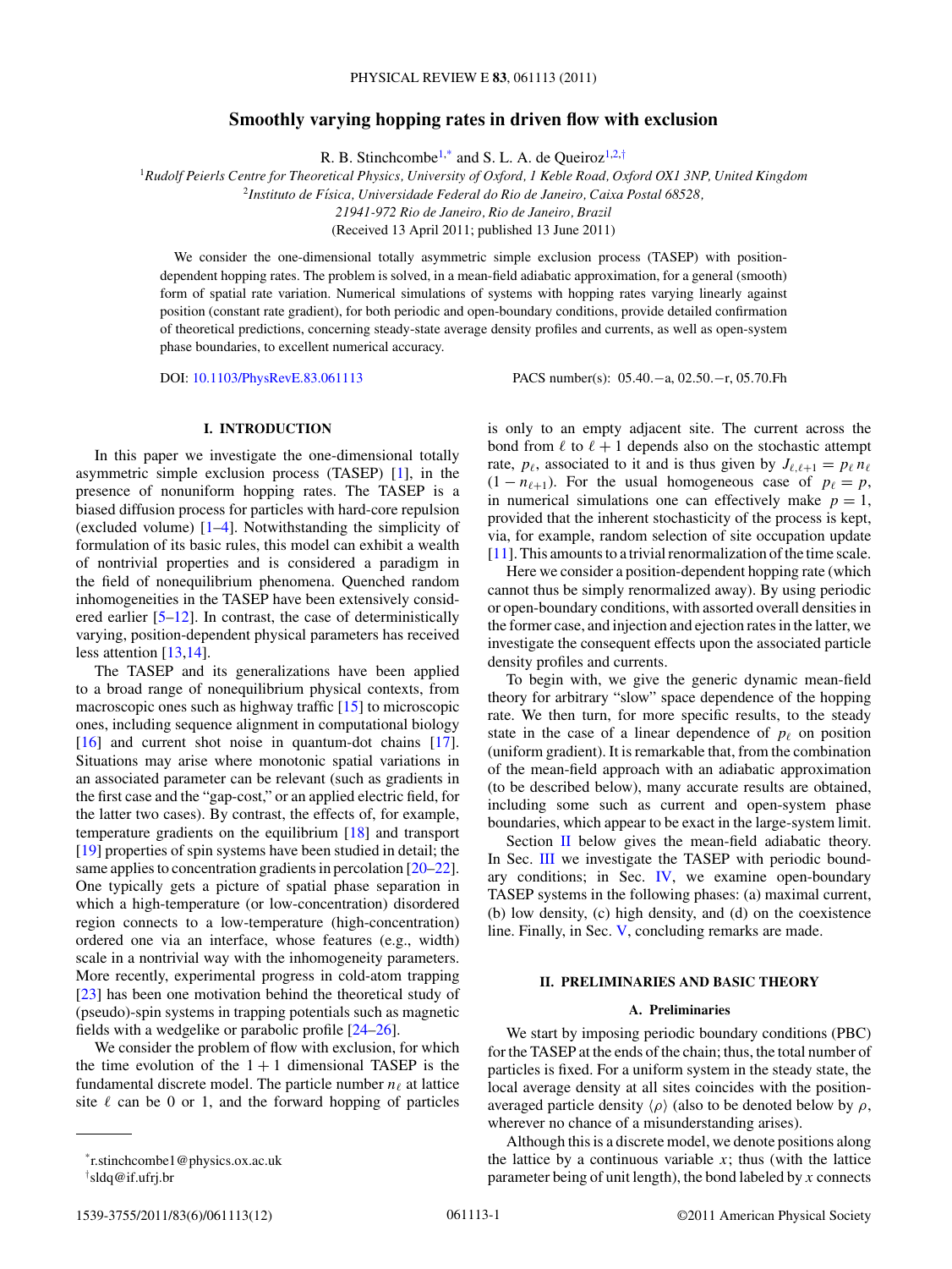# Smoothly varying hopping rates in driven flow with exclusion

R. B. Stinchcombe[1,*] and S. L. A. de Queiroz[1,2,†]

[1]*Rudolf Peierls Centre for Theoretical Physics, University of Oxford, 1 Keble Road, Oxford OX1 3NP, United Kingdom*

[2]*Instituto de Física, Universidade Federal do Rio de Janeiro, Caixa Postal 68528, 21941-972 Rio de Janeiro, Rio de Janeiro, Brazil*

(Received 13 April 2011; published 13 June 2011)

We consider the one-dimensional totally asymmetric simple exclusion process (TASEP) with position-dependent hopping rates. The problem is solved, in a mean-field adiabatic approximation, for a general (smooth) form of spatial rate variation. Numerical simulations of systems with hopping rates varying linearly against position (constant rate gradient), for both periodic and open-boundary conditions, provide detailed confirmation of theoretical predictions, concerning steady-state average density profiles and currents, as well as open-system phase boundaries, to excellent numerical accuracy.

DOI: 10.1103/PhysRevE.83.061113 PACS number(s): 05.40.−a, 02.50.−r, 05.70.Fh

## I. INTRODUCTION

In this paper we investigate the one-dimensional totally asymmetric simple exclusion process (TASEP) [1], in the presence of nonuniform hopping rates. The TASEP is a biased diffusion process for particles with hard-core repulsion (excluded volume) [1–4]. Notwithstanding the simplicity of formulation of its basic rules, this model can exhibit a wealth of nontrivial properties and is considered a paradigm in the field of nonequilibrium phenomena. Quenched random inhomogeneities in the TASEP have been extensively considered earlier [5–12]. In contrast, the case of deterministically varying, position-dependent physical parameters has received less attention [13,14].

The TASEP and its generalizations have been applied to a broad range of nonequilibrium physical contexts, from macroscopic ones such as highway traffic [15] to microscopic ones, including sequence alignment in computational biology [16] and current shot noise in quantum-dot chains [17]. Situations may arise where monotonic spatial variations in an associated parameter can be relevant (such as gradients in the first case and the "gap-cost," or an applied electric field, for the latter two cases). By contrast, the effects of, for example, temperature gradients on the equilibrium [18] and transport [19] properties of spin systems have been studied in detail; the same applies to concentration gradients in percolation [20–22]. One typically gets a picture of spatial phase separation in which a high-temperature (or low-concentration) disordered region connects to a low-temperature (high-concentration) ordered one via an interface, whose features (e.g., width) scale in a nontrivial way with the inhomogeneity parameters. More recently, experimental progress in cold-atom trapping [23] has been one motivation behind the theoretical study of (pseudo)-spin systems in trapping potentials such as magnetic fields with a wedgelike or parabolic profile [24–26].

We consider the problem of flow with exclusion, for which the time evolution of the $1+1$ dimensional TASEP is the fundamental discrete model. The particle number $n_\ell$ at lattice site $\ell$ can be 0 or 1, and the forward hopping of particles is only to an empty adjacent site. The current across the bond from $\ell$ to $\ell+1$ depends also on the stochastic attempt rate, $p_\ell$, associated to it and is thus given by $J_{\ell,\ell+1} = p_\ell\, n_\ell\,(1-n_{\ell+1})$. For the usual homogeneous case of $p_\ell = p$, in numerical simulations one can effectively make $p = 1$, provided that the inherent stochasticity of the process is kept, via, for example, random selection of site occupation update [11]. This amounts to a trivial renormalization of the time scale.

Here we consider a position-dependent hopping rate (which cannot thus be simply renormalized away). By using periodic or open-boundary conditions, with assorted overall densities in the former case, and injection and ejection rates in the latter, we investigate the consequent effects upon the associated particle density profiles and currents.

To begin with, we give the generic dynamic mean-field theory for arbitrary "slow" space dependence of the hopping rate. We then turn, for more specific results, to the steady state in the case of a linear dependence of $p_\ell$ on position (uniform gradient). It is remarkable that, from the combination of the mean-field approach with an adiabatic approximation (to be described below), many accurate results are obtained, including some such as current and open-system phase boundaries, which appear to be exact in the large-system limit.

Section II below gives the mean-field adiabatic theory. In Sec. III we investigate the TASEP with periodic boundary conditions; in Sec. IV, we examine open-boundary TASEP systems in the following phases: (a) maximal current, (b) low density, (c) high density, and (d) on the coexistence line. Finally, in Sec. V, concluding remarks are made.

## II. PRELIMINARIES AND BASIC THEORY

### A. Preliminaries

We start by imposing periodic boundary conditions (PBC) for the TASEP at the ends of the chain; thus, the total number of particles is fixed. For a uniform system in the steady state, the local average density at all sites coincides with the position-averaged particle density $\langle\rho\rangle$ (also to be denoted below by $\rho$, wherever no chance of a misunderstanding arises).

Although this is a discrete model, we denote positions along the lattice by a continuous variable $x$; thus (with the lattice parameter being of unit length), the bond labeled by $x$ connects

*r.stinchcombe1@physics.ox.ac.uk

†sldq@if.ufrj.br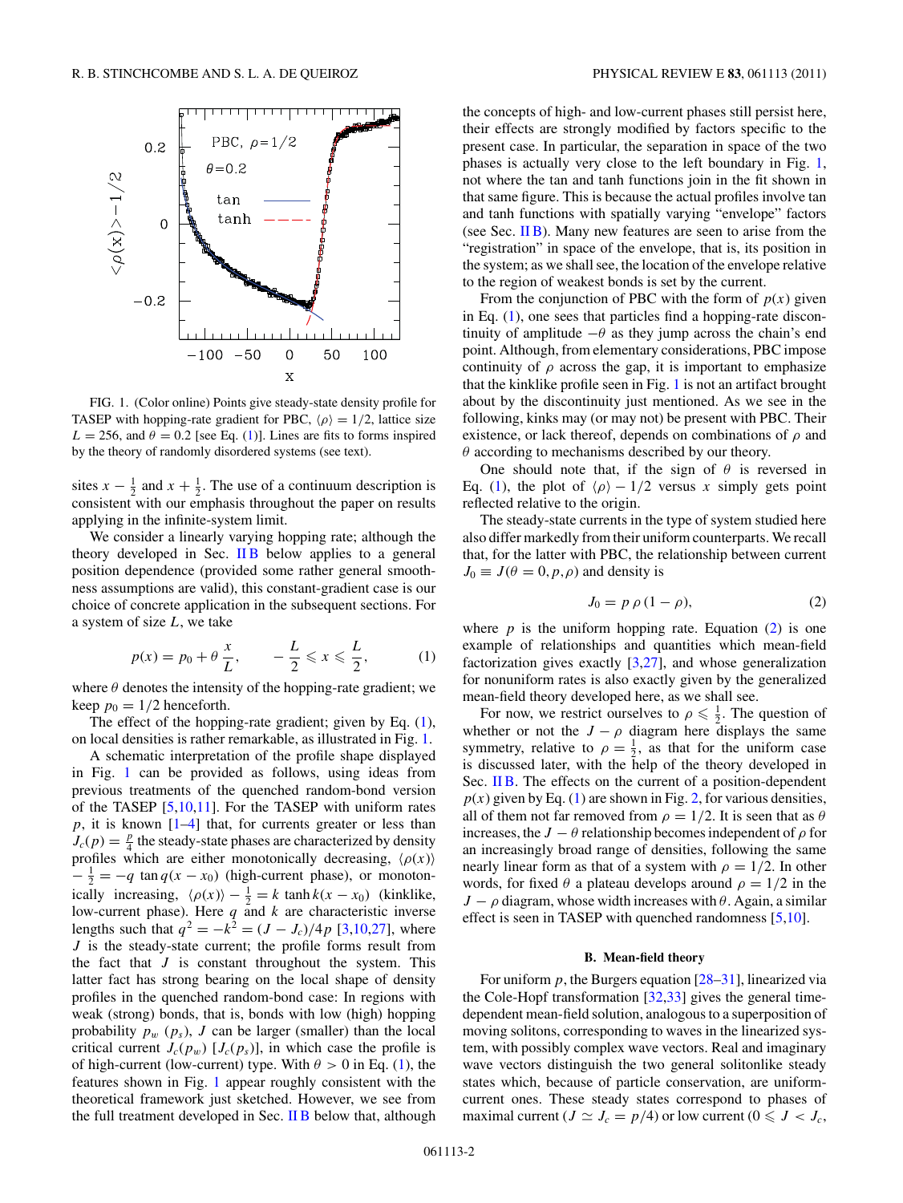FIG. 1. (Color online) Points give steady-state density profile for TASEP with hopping-rate gradient for PBC, $\langle\rho\rangle = 1/2$, lattice size $L = 256$, and $\theta = 0.2$ [see Eq. (1)]. Lines are fits to forms inspired by the theory of randomly disordered systems (see text).

sites $x - \frac{1}{2}$ and $x + \frac{1}{2}$. The use of a continuum description is consistent with our emphasis throughout the paper on results applying in the infinite-system limit.

We consider a linearly varying hopping rate; although the theory developed in Sec. II B below applies to a general position dependence (provided some rather general smoothness assumptions are valid), this constant-gradient case is our choice of concrete application in the subsequent sections. For a system of size $L$, we take

$$p(x) = p_0 + \theta\,\frac{x}{L}, \qquad -\frac{L}{2} \leqslant x \leqslant \frac{L}{2}, \tag{1}$$

where $\theta$ denotes the intensity of the hopping-rate gradient; we keep $p_0 = 1/2$ henceforth.

The effect of the hopping-rate gradient; given by Eq. (1), on local densities is rather remarkable, as illustrated in Fig. 1.

A schematic interpretation of the profile shape displayed in Fig. 1 can be provided as follows, using ideas from previous treatments of the quenched random-bond version of the TASEP [5,10,11]. For the TASEP with uniform rates $p$, it is known [1–4] that, for currents greater or less than $J_c(p) = \frac{p}{4}$ the steady-state phases are characterized by density profiles which are either monotonically decreasing, $\langle\rho(x)\rangle - \frac{1}{2} = -q\,\tan q(x - x_0)$ (high-current phase), or monotonically increasing, $\langle\rho(x)\rangle - \frac{1}{2} = k\,\tanh k(x - x_0)$ (kinklike, low-current phase). Here $q$ and $k$ are characteristic inverse lengths such that $q^2 = -k^2 = (J - J_c)/4p$ [3,10,27], where $J$ is the steady-state current; the profile forms result from the fact that $J$ is constant throughout the system. This latter fact has strong bearing on the local shape of density profiles in the quenched random-bond case: In regions with weak (strong) bonds, that is, bonds with low (high) hopping probability $p_w$ ($p_s$), $J$ can be larger (smaller) than the local critical current $J_c(p_w)$ [$J_c(p_s)$], in which case the profile is of high-current (low-current) type. With $\theta > 0$ in Eq. (1), the features shown in Fig. 1 appear roughly consistent with the theoretical framework just sketched. However, we see from the full treatment developed in Sec. II B below that, although the concepts of high- and low-current phases still persist here, their effects are strongly modified by factors specific to the present case. In particular, the separation in space of the two phases is actually very close to the left boundary in Fig. 1, not where the tan and tanh functions join in the fit shown in that same figure. This is because the actual profiles involve tan and tanh functions with spatially varying "envelope" factors (see Sec. II B). Many new features are seen to arise from the "registration" in space of the envelope, that is, its position in the system; as we shall see, the location of the envelope relative to the region of weakest bonds is set by the current.

From the conjunction of PBC with the form of $p(x)$ given in Eq. (1), one sees that particles find a hopping-rate discontinuity of amplitude $-\theta$ as they jump across the chain's end point. Although, from elementary considerations, PBC impose continuity of $\rho$ across the gap, it is important to emphasize that the kinklike profile seen in Fig. 1 is not an artifact brought about by the discontinuity just mentioned. As we see in the following, kinks may (or may not) be present with PBC. Their existence, or lack thereof, depends on combinations of $\rho$ and $\theta$ according to mechanisms described by our theory.

One should note that, if the sign of $\theta$ is reversed in Eq. (1), the plot of $\langle\rho\rangle - 1/2$ versus $x$ simply gets point reflected relative to the origin.

The steady-state currents in the type of system studied here also differ markedly from their uniform counterparts. We recall that, for the latter with PBC, the relationship between current $J_0 \equiv J(\theta = 0, p, \rho)$ and density is

$$J_0 = p\,\rho\,(1 - \rho), \tag{2}$$

where $p$ is the uniform hopping rate. Equation (2) is one example of relationships and quantities which mean-field factorization gives exactly [3,27], and whose generalization for nonuniform rates is also exactly given by the generalized mean-field theory developed here, as we shall see.

For now, we restrict ourselves to $\rho \leqslant \frac{1}{2}$. The question of whether or not the $J - \rho$ diagram here displays the same symmetry, relative to $\rho = \frac{1}{2}$, as that for the uniform case is discussed later, with the help of the theory developed in Sec. II B. The effects on the current of a position-dependent $p(x)$ given by Eq. (1) are shown in Fig. 2, for various densities, all of them not far removed from $\rho = 1/2$. It is seen that as $\theta$ increases, the $J - \theta$ relationship becomes independent of $\rho$ for an increasingly broad range of densities, following the same nearly linear form as that of a system with $\rho = 1/2$. In other words, for fixed $\theta$ a plateau develops around $\rho = 1/2$ in the $J - \rho$ diagram, whose width increases with $\theta$. Again, a similar effect is seen in TASEP with quenched randomness [5,10].

### B. Mean-field theory

For uniform $p$, the Burgers equation [28–31], linearized via the Cole-Hopf transformation [32,33] gives the general time-dependent mean-field solution, analogous to a superposition of moving solitons, corresponding to waves in the linearized system, with possibly complex wave vectors. Real and imaginary wave vectors distinguish the two general solitonlike steady states which, because of particle conservation, are uniform-current ones. These steady states correspond to phases of maximal current ($J \simeq J_c = p/4$) or low current ($0 \leqslant J < J_c$,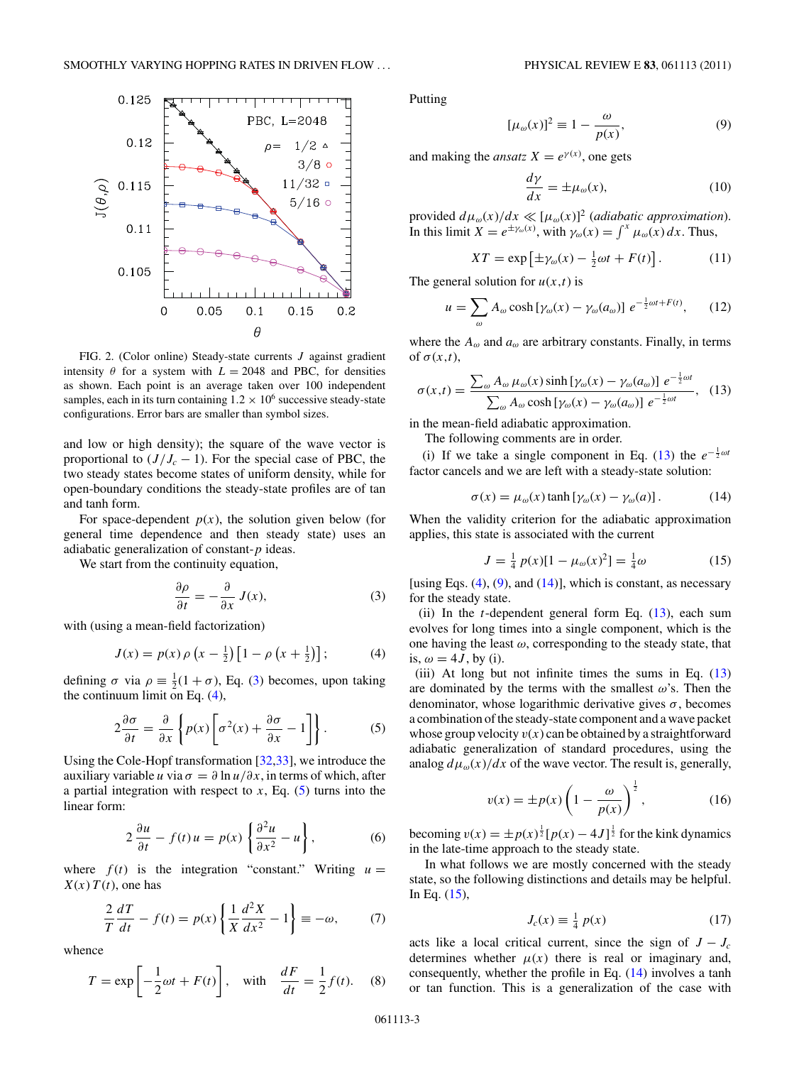FIG. 2. (Color online) Steady-state currents $J$ against gradient intensity $\theta$ for a system with $L = 2048$ and PBC, for densities as shown. Each point is an average taken over 100 independent samples, each in its turn containing $1.2 \times 10^6$ successive steady-state configurations. Error bars are smaller than symbol sizes.

and low or high density); the square of the wave vector is proportional to $(J/J_c - 1)$. For the special case of PBC, the two steady states become states of uniform density, while for open-boundary conditions the steady-state profiles are of tan and tanh form.

For space-dependent $p(x)$, the solution given below (for general time dependence and then steady state) uses an adiabatic generalization of constant-$p$ ideas.

We start from the continuity equation,

$$\frac{\partial \rho}{\partial t} = -\frac{\partial}{\partial x} J(x), \tag{3}$$

with (using a mean-field factorization)

$$J(x) = p(x)\, \rho\left(x - \tfrac{1}{2}\right)\left[1 - \rho\left(x + \tfrac{1}{2}\right)\right]; \tag{4}$$

defining $\sigma$ via $\rho \equiv \frac{1}{2}(1 + \sigma)$, Eq. (3) becomes, upon taking the continuum limit on Eq. (4),

$$2\frac{\partial \sigma}{\partial t} = \frac{\partial}{\partial x}\left\{p(x)\left[\sigma^2(x) + \frac{\partial \sigma}{\partial x} - 1\right]\right\}. \tag{5}$$

Using the Cole-Hopf transformation [32,33], we introduce the auxiliary variable $u$ via $\sigma = \partial \ln u/\partial x$, in terms of which, after a partial integration with respect to $x$, Eq. (5) turns into the linear form:

$$2\,\frac{\partial u}{\partial t} - f(t)\, u = p(x)\left\{\frac{\partial^2 u}{\partial x^2} - u\right\}, \tag{6}$$

where $f(t)$ is the integration "constant." Writing $u = X(x)\,T(t)$, one has

$$\frac{2}{T}\frac{dT}{dt} - f(t) = p(x)\left\{\frac{1}{X}\frac{d^2 X}{dx^2} - 1\right\} \equiv -\omega, \tag{7}$$

whence

$$T = \exp\left[-\frac{1}{2}\omega t + F(t)\right], \quad \text{with} \quad \frac{dF}{dt} = \frac{1}{2}f(t). \tag{8}$$

Putting

$$[\mu_\omega(x)]^2 \equiv 1 - \frac{\omega}{p(x)}, \tag{9}$$

and making the *ansatz* $X = e^{\gamma(x)}$, one gets

$$\frac{d\gamma}{dx} = \pm \mu_\omega(x), \tag{10}$$

provided $d\mu_\omega(x)/dx \ll [\mu_\omega(x)]^2$ (*adiabatic approximation*). In this limit $X = e^{\pm\gamma_\omega(x)}$, with $\gamma_\omega(x) = \int^x \mu_\omega(x)\, dx$. Thus,

$$XT = \exp\left[\pm\gamma_\omega(x) - \tfrac{1}{2}\omega t + F(t)\right]. \tag{11}$$

The general solution for $u(x,t)$ is

$$u = \sum_\omega A_\omega \cosh\left[\gamma_\omega(x) - \gamma_\omega(a_\omega)\right]\, e^{-\frac{1}{2}\omega t + F(t)}, \tag{12}$$

where the $A_\omega$ and $a_\omega$ are arbitrary constants. Finally, in terms of $\sigma(x,t)$,

$$\sigma(x,t) = \frac{\sum_\omega A_\omega\, \mu_\omega(x) \sinh\left[\gamma_\omega(x) - \gamma_\omega(a_\omega)\right]\, e^{-\frac{1}{2}\omega t}}{\sum_\omega A_\omega \cosh\left[\gamma_\omega(x) - \gamma_\omega(a_\omega)\right]\, e^{-\frac{1}{2}\omega t}}, \tag{13}$$

in the mean-field adiabatic approximation.

The following comments are in order.

(i) If we take a single component in Eq. (13) the $e^{-\frac{1}{2}\omega t}$ factor cancels and we are left with a steady-state solution:

$$\sigma(x) = \mu_\omega(x) \tanh\left[\gamma_\omega(x) - \gamma_\omega(a)\right]. \tag{14}$$

When the validity criterion for the adiabatic approximation applies, this state is associated with the current

$$J = \tfrac{1}{4}\, p(x)[1 - \mu_\omega(x)^2] = \tfrac{1}{4}\omega \tag{15}$$

[using Eqs. (4), (9), and (14)], which is constant, as necessary for the steady state.

(ii) In the $t$-dependent general form Eq. (13), each sum evolves for long times into a single component, which is the one having the least $\omega$, corresponding to the steady state, that is, $\omega = 4J$, by (i).

(iii) At long but not infinite times the sums in Eq. (13) are dominated by the terms with the smallest $\omega$'s. Then the denominator, whose logarithmic derivative gives $\sigma$, becomes a combination of the steady-state component and a wave packet whose group velocity $v(x)$ can be obtained by a straightforward adiabatic generalization of standard procedures, using the analog $d\mu_\omega(x)/dx$ of the wave vector. The result is, generally,

$$v(x) = \pm p(x)\left(1 - \frac{\omega}{p(x)}\right)^{\frac{1}{2}}, \tag{16}$$

becoming $v(x) = \pm p(x)^{\frac{1}{2}}[p(x) - 4J]^{\frac{1}{2}}$ for the kink dynamics in the late-time approach to the steady state.

In what follows we are mostly concerned with the steady state, so the following distinctions and details may be helpful. In Eq. (15),

$$J_c(x) \equiv \tfrac{1}{4}\, p(x) \tag{17}$$

acts like a local critical current, since the sign of $J - J_c$ determines whether $\mu(x)$ there is real or imaginary and, consequently, whether the profile in Eq. (14) involves a tanh or tan function. This is a generalization of the case with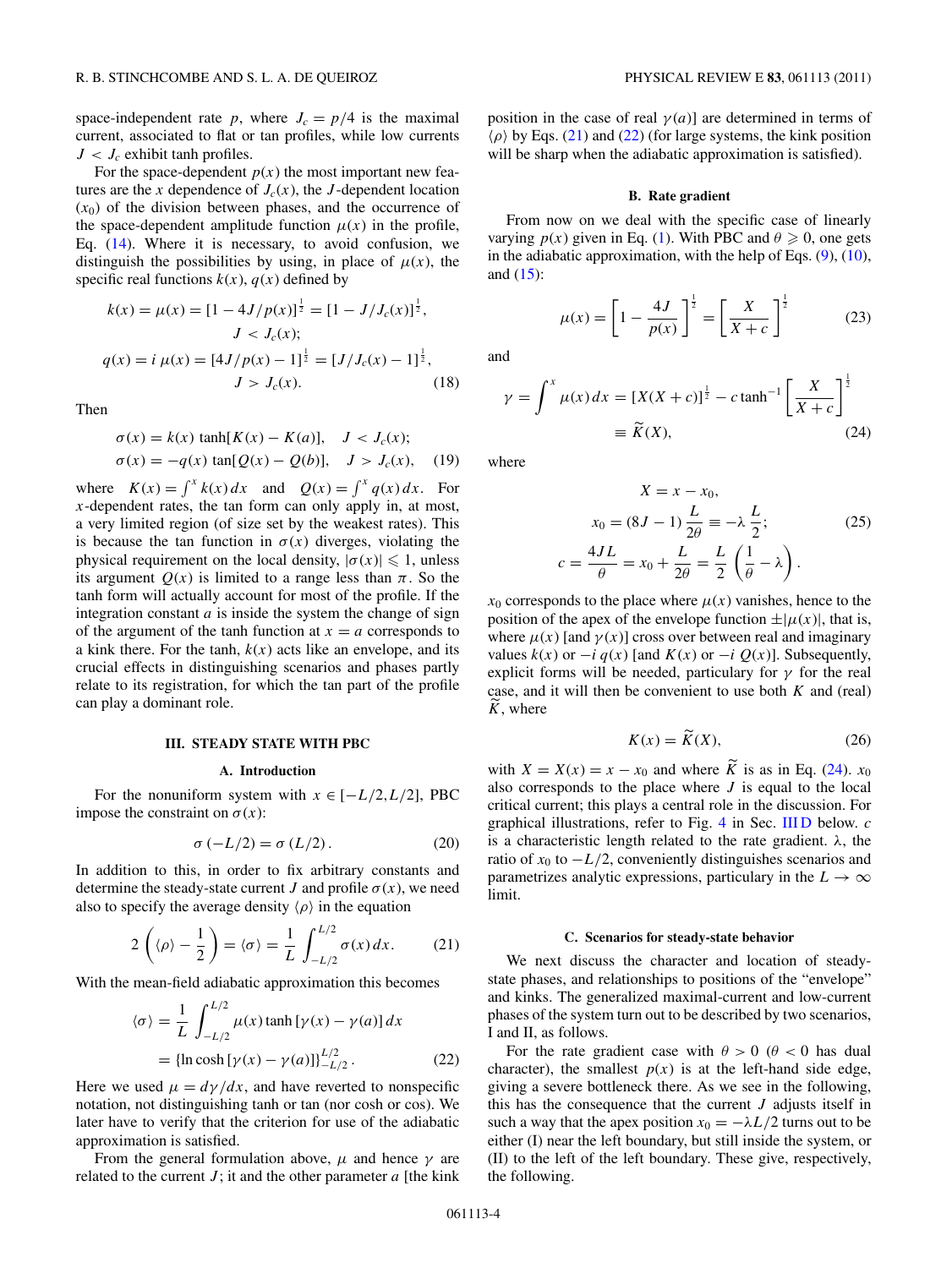space-independent rate $p$, where $J_c = p/4$ is the maximal current, associated to flat or tan profiles, while low currents $J < J_c$ exhibit tanh profiles.

For the space-dependent $p(x)$ the most important new features are the $x$ dependence of $J_c(x)$, the $J$-dependent location ($x_0$) of the division between phases, and the occurrence of the space-dependent amplitude function $\mu(x)$ in the profile, Eq. (14). Where it is necessary, to avoid confusion, we distinguish the possibilities by using, in place of $\mu(x)$, the specific real functions $k(x)$, $q(x)$ defined by

$$
\begin{aligned}
k(x) = \mu(x) = [1 - 4J/p(x)]^{\frac{1}{2}} = [1 - J/J_c(x)]^{\frac{1}{2}}, \\
J < J_c(x); \\
q(x) = i\,\mu(x) = [4J/p(x) - 1]^{\frac{1}{2}} = [J/J_c(x) - 1]^{\frac{1}{2}}, \\
J > J_c(x).
\end{aligned}
\tag{18}
$$

Then

$$
\begin{aligned}
\sigma(x) &= k(x)\tanh[K(x) - K(a)], \quad J < J_c(x); \\
\sigma(x) &= -q(x)\tan[Q(x) - Q(b)], \quad J > J_c(x),
\end{aligned}
\tag{19}
$$

where $K(x) = \int^x k(x)\,dx$ and $Q(x) = \int^x q(x)\,dx$. For $x$-dependent rates, the tan form can only apply in, at most, a very limited region (of size set by the weakest rates). This is because the tan function in $\sigma(x)$ diverges, violating the physical requirement on the local density, $|\sigma(x)| \leqslant 1$, unless its argument $Q(x)$ is limited to a range less than $\pi$. So the tanh form will actually account for most of the profile. If the integration constant $a$ is inside the system the change of sign of the argument of the tanh function at $x = a$ corresponds to a kink there. For the tanh, $k(x)$ acts like an envelope, and its crucial effects in distinguishing scenarios and phases partly relate to its registration, for which the tan part of the profile can play a dominant role.

## III. STEADY STATE WITH PBC

### A. Introduction

For the nonuniform system with $x \in [-L/2, L/2]$, PBC impose the constraint on $\sigma(x)$:

$$
\sigma(-L/2) = \sigma(L/2). \tag{20}
$$

In addition to this, in order to fix arbitrary constants and determine the steady-state current $J$ and profile $\sigma(x)$, we need also to specify the average density $\langle\rho\rangle$ in the equation

$$
2\left(\langle\rho\rangle - \frac{1}{2}\right) = \langle\sigma\rangle = \frac{1}{L}\int_{-L/2}^{L/2} \sigma(x)\,dx. \tag{21}
$$

With the mean-field adiabatic approximation this becomes

$$
\begin{aligned}
\langle\sigma\rangle &= \frac{1}{L}\int_{-L/2}^{L/2} \mu(x)\tanh[\gamma(x) - \gamma(a)]\,dx \\
&= \{\ln\cosh[\gamma(x) - \gamma(a)]\}_{-L/2}^{L/2}.
\end{aligned}
\tag{22}
$$

Here we used $\mu = d\gamma/dx$, and have reverted to nonspecific notation, not distinguishing tanh or tan (nor cosh or cos). We later have to verify that the criterion for use of the adiabatic approximation is satisfied.

From the general formulation above, $\mu$ and hence $\gamma$ are related to the current $J$; it and the other parameter $a$ [the kink position in the case of real $\gamma(a)$] are determined in terms of $\langle\rho\rangle$ by Eqs. (21) and (22) (for large systems, the kink position will be sharp when the adiabatic approximation is satisfied).

### B. Rate gradient

From now on we deal with the specific case of linearly varying $p(x)$ given in Eq. (1). With PBC and $\theta \geqslant 0$, one gets in the adiabatic approximation, with the help of Eqs. (9), (10), and (15):

$$
\mu(x) = \left[1 - \frac{4J}{p(x)}\right]^{\frac{1}{2}} = \left[\frac{X}{X + c}\right]^{\frac{1}{2}} \tag{23}
$$

and

$$
\begin{aligned}
\gamma = \int^x \mu(x)\,dx &= [X(X+c)]^{\frac{1}{2}} - c\tanh^{-1}\left[\frac{X}{X+c}\right]^{\frac{1}{2}} \\
&\equiv \widetilde{K}(X),
\end{aligned}
\tag{24}
$$

where

$$
\begin{aligned}
X &= x - x_0, \\
x_0 &= (8J - 1)\frac{L}{2\theta} \equiv -\lambda\,\frac{L}{2}; \\
c &= \frac{4JL}{\theta} = x_0 + \frac{L}{2\theta} = \frac{L}{2}\left(\frac{1}{\theta} - \lambda\right).
\end{aligned}
\tag{25}
$$

$x_0$ corresponds to the place where $\mu(x)$ vanishes, hence to the position of the apex of the envelope function $\pm|\mu(x)|$, that is, where $\mu(x)$ [and $\gamma(x)$] cross over between real and imaginary values $k(x)$ or $-i\,q(x)$ [and $K(x)$ or $-i\,Q(x)$]. Subsequently, explicit forms will be needed, particulary for $\gamma$ for the real case, and it will then be convenient to use both $K$ and (real) $\widetilde{K}$, where

$$
K(x) = \widetilde{K}(X), \tag{26}
$$

with $X = X(x) = x - x_0$ and where $\widetilde{K}$ is as in Eq. (24). $x_0$ also corresponds to the place where $J$ is equal to the local critical current; this plays a central role in the discussion. For graphical illustrations, refer to Fig. 4 in Sec. III D below. $c$ is a characteristic length related to the rate gradient. $\lambda$, the ratio of $x_0$ to $-L/2$, conveniently distinguishes scenarios and parametrizes analytic expressions, particulary in the $L \to \infty$ limit.

### C. Scenarios for steady-state behavior

We next discuss the character and location of steady-state phases, and relationships to positions of the "envelope" and kinks. The generalized maximal-current and low-current phases of the system turn out to be described by two scenarios, I and II, as follows.

For the rate gradient case with $\theta > 0$ ($\theta < 0$ has dual character), the smallest $p(x)$ is at the left-hand side edge, giving a severe bottleneck there. As we see in the following, this has the consequence that the current $J$ adjusts itself in such a way that the apex position $x_0 = -\lambda L/2$ turns out to be either (I) near the left boundary, but still inside the system, or (II) to the left of the left boundary. These give, respectively, the following.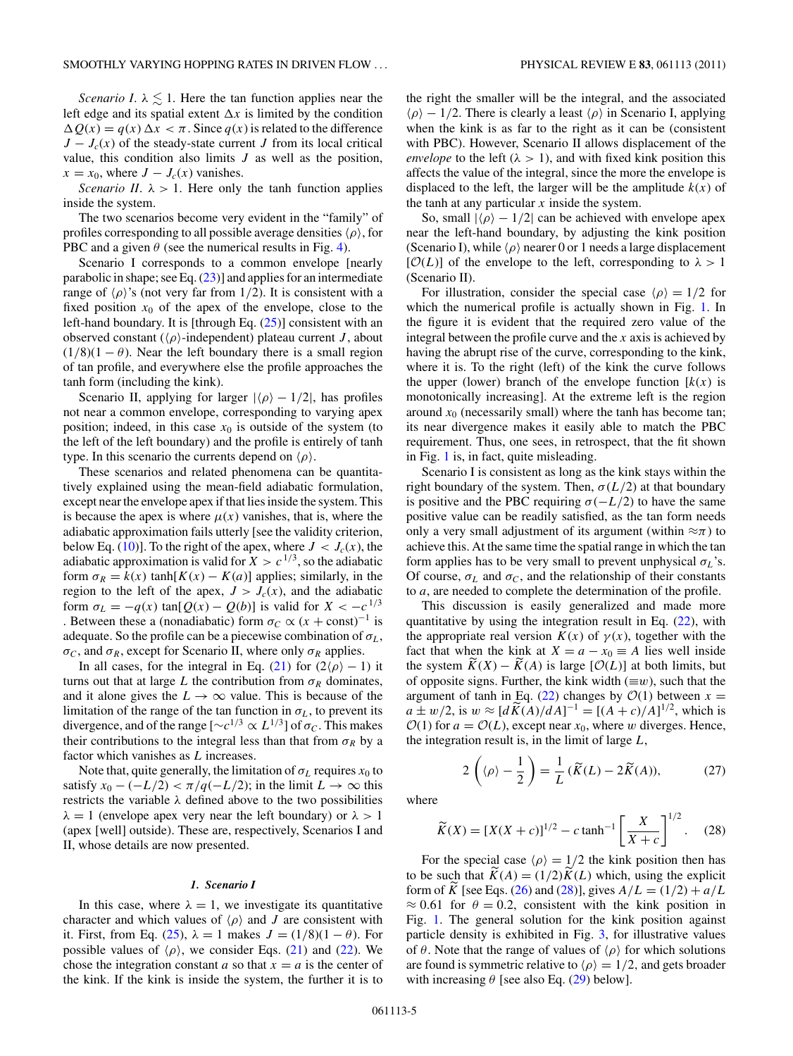*Scenario I.* $\lambda \lesssim 1$. Here the tan function applies near the left edge and its spatial extent $\Delta x$ is limited by the condition $\Delta Q(x) = q(x)\,\Delta x < \pi$. Since $q(x)$ is related to the difference $J - J_c(x)$ of the steady-state current $J$ from its local critical value, this condition also limits $J$ as well as the position, $x = x_0$, where $J - J_c(x)$ vanishes.

*Scenario II.* $\lambda > 1$. Here only the tanh function applies inside the system.

The two scenarios become very evident in the "family" of profiles corresponding to all possible average densities $\langle\rho\rangle$, for PBC and a given $\theta$ (see the numerical results in Fig. 4).

Scenario I corresponds to a common envelope [nearly parabolic in shape; see Eq. (23)] and applies for an intermediate range of $\langle\rho\rangle$'s (not very far from 1/2). It is consistent with a fixed position $x_0$ of the apex of the envelope, close to the left-hand boundary. It is [through Eq. (25)] consistent with an observed constant ($\langle\rho\rangle$-independent) plateau current $J$, about $(1/8)(1-\theta)$. Near the left boundary there is a small region of tan profile, and everywhere else the profile approaches the tanh form (including the kink).

Scenario II, applying for larger $|\langle\rho\rangle - 1/2|$, has profiles not near a common envelope, corresponding to varying apex position; indeed, in this case $x_0$ is outside of the system (to the left of the left boundary) and the profile is entirely of tanh type. In this scenario the currents depend on $\langle\rho\rangle$.

These scenarios and related phenomena can be quantitatively explained using the mean-field adiabatic formulation, except near the envelope apex if that lies inside the system. This is because the apex is where $\mu(x)$ vanishes, that is, where the adiabatic approximation fails utterly [see the validity criterion, below Eq. (10)]. To the right of the apex, where $J < J_c(x)$, the adiabatic approximation is valid for $X > c^{1/3}$, so the adiabatic form $\sigma_R = k(x)\tanh[K(x) - K(a)]$ applies; similarly, in the region to the left of the apex, $J > J_c(x)$, and the adiabatic form $\sigma_L = -q(x)\tan[Q(x) - Q(b)]$ is valid for $X < -c^{1/3}$. Between these a (nonadiabatic) form $\sigma_C \propto (x + \text{const})^{-1}$ is adequate. So the profile can be a piecewise combination of $\sigma_L$, $\sigma_C$, and $\sigma_R$, except for Scenario II, where only $\sigma_R$ applies.

In all cases, for the integral in Eq. (21) for $(2\langle\rho\rangle - 1)$ it turns out that at large $L$ the contribution from $\sigma_R$ dominates, and it alone gives the $L \to \infty$ value. This is because of the limitation of the range of the tan function in $\sigma_L$, to prevent its divergence, and of the range [$\sim c^{1/3} \propto L^{1/3}$] of $\sigma_C$. This makes their contributions to the integral less than that from $\sigma_R$ by a factor which vanishes as $L$ increases.

Note that, quite generally, the limitation of $\sigma_L$ requires $x_0$ to satisfy $x_0 - (-L/2) < \pi/q(-L/2)$; in the limit $L \to \infty$ this restricts the variable $\lambda$ defined above to the two possibilities $\lambda = 1$ (envelope apex very near the left boundary) or $\lambda > 1$ (apex [well] outside). These are, respectively, Scenarios I and II, whose details are now presented.

#### *1. Scenario I*

In this case, where $\lambda = 1$, we investigate its quantitative character and which values of $\langle\rho\rangle$ and $J$ are consistent with it. First, from Eq. (25), $\lambda = 1$ makes $J = (1/8)(1-\theta)$. For possible values of $\langle\rho\rangle$, we consider Eqs. (21) and (22). We chose the integration constant $a$ so that $x = a$ is the center of the kink. If the kink is inside the system, the further it is to the right the smaller will be the integral, and the associated $\langle\rho\rangle - 1/2$. There is clearly a least $\langle\rho\rangle$ in Scenario I, applying when the kink is as far to the right as it can be (consistent with PBC). However, Scenario II allows displacement of the *envelope* to the left ($\lambda > 1$), and with fixed kink position this affects the value of the integral, since the more the envelope is displaced to the left, the larger will be the amplitude $k(x)$ of the tanh at any particular $x$ inside the system.

So, small $|\langle\rho\rangle - 1/2|$ can be achieved with envelope apex near the left-hand boundary, by adjusting the kink position (Scenario I), while $\langle\rho\rangle$ nearer 0 or 1 needs a large displacement [$\mathcal{O}(L)$] of the envelope to the left, corresponding to $\lambda > 1$ (Scenario II).

For illustration, consider the special case $\langle\rho\rangle = 1/2$ for which the numerical profile is actually shown in Fig. 1. In the figure it is evident that the required zero value of the integral between the profile curve and the $x$ axis is achieved by having the abrupt rise of the curve, corresponding to the kink, where it is. To the right (left) of the kink the curve follows the upper (lower) branch of the envelope function [$k(x)$ is monotonically increasing]. At the extreme left is the region around $x_0$ (necessarily small) where the tanh has become tan; its near divergence makes it easily able to match the PBC requirement. Thus, one sees, in retrospect, that the fit shown in Fig. 1 is, in fact, quite misleading.

Scenario I is consistent as long as the kink stays within the right boundary of the system. Then, $\sigma(L/2)$ at that boundary is positive and the PBC requiring $\sigma(-L/2)$ to have the same positive value can be readily satisfied, as the tan form needs only a very small adjustment of its argument (within $\approx\pi$) to achieve this. At the same time the spatial range in which the tan form applies has to be very small to prevent unphysical $\sigma_L$'s. Of course, $\sigma_L$ and $\sigma_C$, and the relationship of their constants to $a$, are needed to complete the determination of the profile.

This discussion is easily generalized and made more quantitative by using the integration result in Eq. (22), with the appropriate real version $K(x)$ of $\gamma(x)$, together with the fact that when the kink at $X = a - x_0 \equiv A$ lies well inside the system $\widetilde{K}(X) - \widetilde{K}(A)$ is large [$\mathcal{O}(L)$] at both limits, but of opposite signs. Further, the kink width ($\equiv w$), such that the argument of tanh in Eq. (22) changes by $\mathcal{O}(1)$ between $x = a \pm w/2$, is $w \approx [d\widetilde{K}(A)/dA]^{-1} = [(A+c)/A]^{1/2}$, which is $\mathcal{O}(1)$ for $a = \mathcal{O}(L)$, except near $x_0$, where $w$ diverges. Hence, the integration result is, in the limit of large $L$,

$$2\left(\langle\rho\rangle - \frac{1}{2}\right) = \frac{1}{L}\,(\widetilde{K}(L) - 2\widetilde{K}(A)), \tag{27}$$

where

$$\widetilde{K}(X) = [X(X+c)]^{1/2} - c\tanh^{-1}\left[\frac{X}{X+c}\right]^{1/2}. \tag{28}$$

For the special case $\langle\rho\rangle = 1/2$ the kink position then has to be such that $\widetilde{K}(A) = (1/2)\widetilde{K}(L)$ which, using the explicit form of $\widetilde{K}$ [see Eqs. (26) and (28)], gives $A/L = (1/2) + a/L \approx 0.61$ for $\theta = 0.2$, consistent with the kink position in Fig. 1. The general solution for the kink position against particle density is exhibited in Fig. 3, for illustrative values of $\theta$. Note that the range of values of $\langle\rho\rangle$ for which solutions are found is symmetric relative to $\langle\rho\rangle = 1/2$, and gets broader with increasing $\theta$ [see also Eq. (29) below].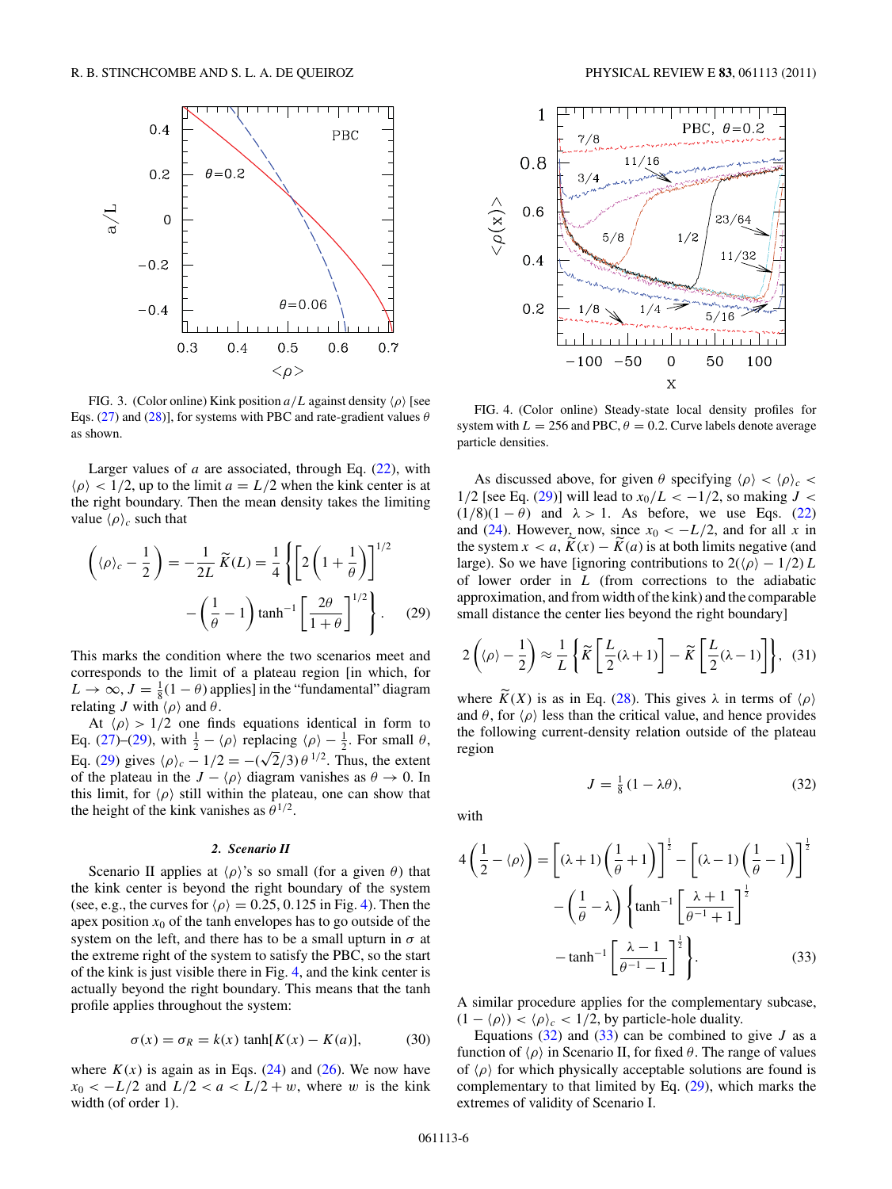FIG. 3. (Color online) Kink position $a/L$ against density $\langle\rho\rangle$ [see Eqs. (27) and (28)], for systems with PBC and rate-gradient values $\theta$ as shown.

Larger values of $a$ are associated, through Eq. (22), with $\langle\rho\rangle < 1/2$, up to the limit $a = L/2$ when the kink center is at the right boundary. Then the mean density takes the limiting value $\langle\rho\rangle_c$ such that

$$\left(\langle\rho\rangle_c - \frac{1}{2}\right) = -\frac{1}{2L}\,\widetilde{K}(L) = \frac{1}{4}\left\{\left[2\left(1+\frac{1}{\theta}\right)\right]^{1/2} - \left(\frac{1}{\theta}-1\right)\tanh^{-1}\left[\frac{2\theta}{1+\theta}\right]^{1/2}\right\}. \quad (29)$$

This marks the condition where the two scenarios meet and corresponds to the limit of a plateau region [in which, for $L \to \infty$, $J = \frac{1}{8}(1-\theta)$ applies] in the "fundamental" diagram relating $J$ with $\langle\rho\rangle$ and $\theta$.

At $\langle\rho\rangle > 1/2$ one finds equations identical in form to Eq. (27)–(29), with $\frac{1}{2} - \langle\rho\rangle$ replacing $\langle\rho\rangle - \frac{1}{2}$. For small $\theta$, Eq. (29) gives $\langle\rho\rangle_c - 1/2 = -(\sqrt{2}/3)\,\theta^{1/2}$. Thus, the extent of the plateau in the $J - \langle\rho\rangle$ diagram vanishes as $\theta \to 0$. In this limit, for $\langle\rho\rangle$ still within the plateau, one can show that the height of the kink vanishes as $\theta^{1/2}$.

#### 2. Scenario II

Scenario II applies at $\langle\rho\rangle$'s so small (for a given $\theta$) that the kink center is beyond the right boundary of the system (see, e.g., the curves for $\langle\rho\rangle = 0.25, 0.125$ in Fig. 4). Then the apex position $x_0$ of the tanh envelopes has to go outside of the system on the left, and there has to be a small upturn in $\sigma$ at the extreme right of the system to satisfy the PBC, so the start of the kink is just visible there in Fig. 4, and the kink center is actually beyond the right boundary. This means that the tanh profile applies throughout the system:

$$\sigma(x) = \sigma_R = k(x)\tanh[K(x) - K(a)], \quad (30)$$

where $K(x)$ is again as in Eqs. (24) and (26). We now have $x_0 < -L/2$ and $L/2 < a < L/2 + w$, where $w$ is the kink width (of order 1).

FIG. 4. (Color online) Steady-state local density profiles for system with $L = 256$ and PBC, $\theta = 0.2$. Curve labels denote average particle densities.

As discussed above, for given $\theta$ specifying $\langle\rho\rangle < \langle\rho\rangle_c < 1/2$ [see Eq. (29)] will lead to $x_0/L < -1/2$, so making $J < (1/8)(1-\theta)$ and $\lambda > 1$. As before, we use Eqs. (22) and (24). However, now, since $x_0 < -L/2$, and for all $x$ in the system $x < a$, $\widetilde{K}(x) - \widetilde{K}(a)$ is at both limits negative (and large). So we have [ignoring contributions to $2(\langle\rho\rangle - 1/2)\,L$ of lower order in $L$ (from corrections to the adiabatic approximation, and from width of the kink) and the comparable small distance the center lies beyond the right boundary]

$$2\left(\langle\rho\rangle - \frac{1}{2}\right) \approx \frac{1}{L}\left\{\widetilde{K}\left[\frac{L}{2}(\lambda+1)\right] - \widetilde{K}\left[\frac{L}{2}(\lambda-1)\right]\right\}, \quad (31)$$

where $\widetilde{K}(X)$ is as in Eq. (28). This gives $\lambda$ in terms of $\langle\rho\rangle$ and $\theta$, for $\langle\rho\rangle$ less than the critical value, and hence provides the following current-density relation outside of the plateau region

$$J = \tfrac{1}{8}\,(1 - \lambda\theta), \quad (32)$$

with

$$4\left(\frac{1}{2} - \langle\rho\rangle\right) = \left[(\lambda+1)\left(\frac{1}{\theta}+1\right)\right]^{\frac{1}{2}} - \left[(\lambda-1)\left(\frac{1}{\theta}-1\right)\right]^{\frac{1}{2}} - \left(\frac{1}{\theta} - \lambda\right)\left\{\tanh^{-1}\left[\frac{\lambda+1}{\theta^{-1}+1}\right]^{\frac{1}{2}} - \tanh^{-1}\left[\frac{\lambda-1}{\theta^{-1}-1}\right]^{\frac{1}{2}}\right\}. \quad (33)$$

A similar procedure applies for the complementary subcase, $(1 - \langle\rho\rangle) < \langle\rho\rangle_c < 1/2$, by particle-hole duality.

Equations (32) and (33) can be combined to give $J$ as a function of $\langle\rho\rangle$ in Scenario II, for fixed $\theta$. The range of values of $\langle\rho\rangle$ for which physically acceptable solutions are found is complementary to that limited by Eq. (29), which marks the extremes of validity of Scenario I.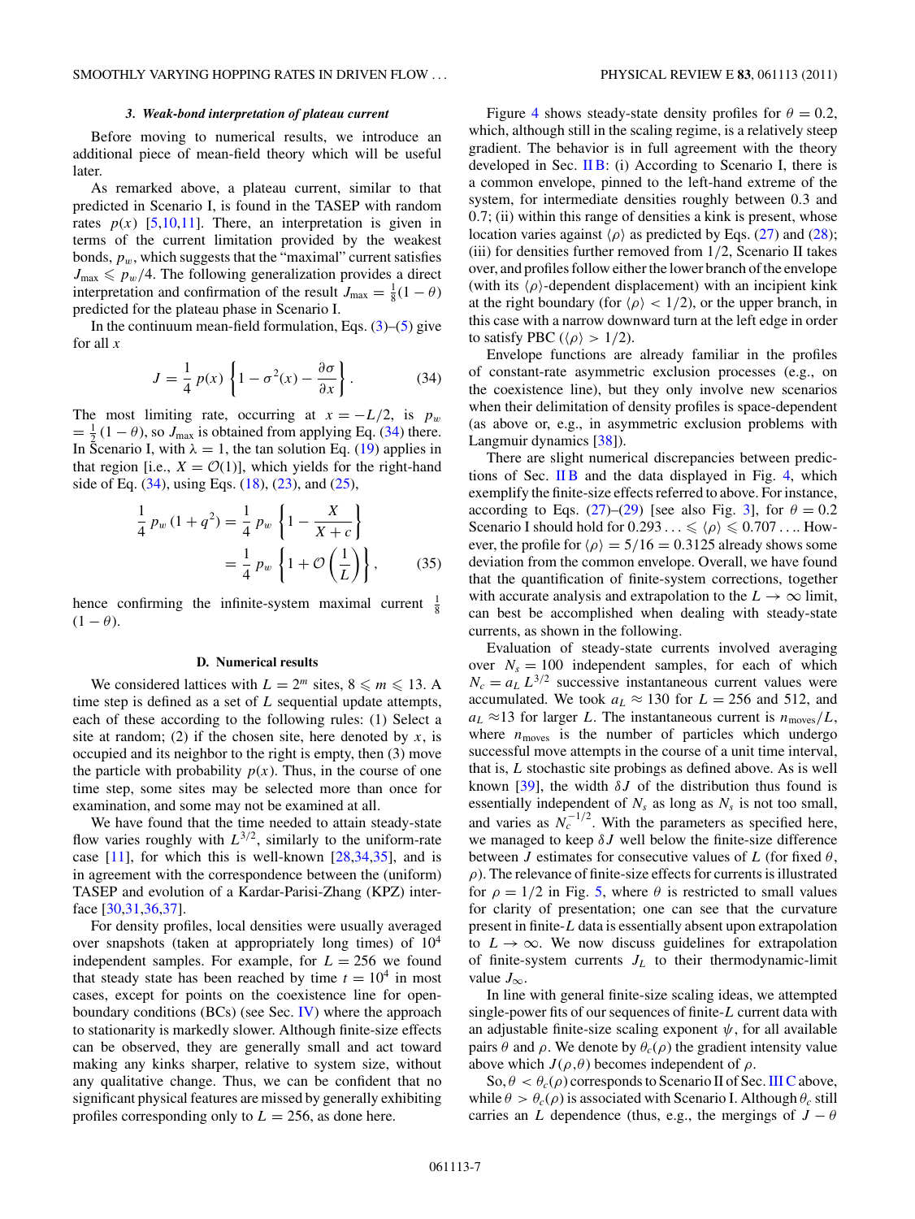### 3. Weak-bond interpretation of plateau current

Before moving to numerical results, we introduce an additional piece of mean-field theory which will be useful later.

As remarked above, a plateau current, similar to that predicted in Scenario I, is found in the TASEP with random rates $p(x)$ [5,10,11]. There, an interpretation is given in terms of the current limitation provided by the weakest bonds, $p_w$, which suggests that the "maximal" current satisfies $J_{\max} \leqslant p_w/4$. The following generalization provides a direct interpretation and confirmation of the result $J_{\max} = \frac{1}{8}(1-\theta)$ predicted for the plateau phase in Scenario I.

In the continuum mean-field formulation, Eqs. (3)–(5) give for all $x$

$$J = \frac{1}{4}\, p(x) \left\{ 1 - \sigma^2(x) - \frac{\partial \sigma}{\partial x} \right\}. \tag{34}$$

The most limiting rate, occurring at $x = -L/2$, is $p_w = \frac{1}{2}(1-\theta)$, so $J_{\max}$ is obtained from applying Eq. (34) there. In Scenario I, with $\lambda = 1$, the tan solution Eq. (19) applies in that region [i.e., $X = \mathcal{O}(1)$], which yields for the right-hand side of Eq. (34), using Eqs. (18), (23), and (25),

$$\begin{aligned} \frac{1}{4}\, p_w \,(1+q^2) &= \frac{1}{4}\, p_w \left\{ 1 - \frac{X}{X+c} \right\} \\ &= \frac{1}{4}\, p_w \left\{ 1 + \mathcal{O}\left(\frac{1}{L}\right) \right\}, \end{aligned} \tag{35}$$

hence confirming the infinite-system maximal current $\frac{1}{8}(1-\theta)$.

## D. Numerical results

We considered lattices with $L = 2^m$ sites, $8 \leqslant m \leqslant 13$. A time step is defined as a set of $L$ sequential update attempts, each of these according to the following rules: (1) Select a site at random; (2) if the chosen site, here denoted by $x$, is occupied and its neighbor to the right is empty, then (3) move the particle with probability $p(x)$. Thus, in the course of one time step, some sites may be selected more than once for examination, and some may not be examined at all.

We have found that the time needed to attain steady-state flow varies roughly with $L^{3/2}$, similarly to the uniform-rate case [11], for which this is well-known [28,34,35], and is in agreement with the correspondence between the (uniform) TASEP and evolution of a Kardar-Parisi-Zhang (KPZ) interface [30,31,36,37].

For density profiles, local densities were usually averaged over snapshots (taken at appropriately long times) of $10^4$ independent samples. For example, for $L = 256$ we found that steady state has been reached by time $t = 10^4$ in most cases, except for points on the coexistence line for open-boundary conditions (BCs) (see Sec. IV) where the approach to stationarity is markedly slower. Although finite-size effects can be observed, they are generally small and act toward making any kinks sharper, relative to system size, without any qualitative change. Thus, we can be confident that no significant physical features are missed by generally exhibiting profiles corresponding only to $L = 256$, as done here.

Figure 4 shows steady-state density profiles for $\theta = 0.2$, which, although still in the scaling regime, is a relatively steep gradient. The behavior is in full agreement with the theory developed in Sec. II B: (i) According to Scenario I, there is a common envelope, pinned to the left-hand extreme of the system, for intermediate densities roughly between 0.3 and 0.7; (ii) within this range of densities a kink is present, whose location varies against $\langle\rho\rangle$ as predicted by Eqs. (27) and (28); (iii) for densities further removed from 1/2, Scenario II takes over, and profiles follow either the lower branch of the envelope (with its $\langle\rho\rangle$-dependent displacement) with an incipient kink at the right boundary (for $\langle\rho\rangle < 1/2$), or the upper branch, in this case with a narrow downward turn at the left edge in order to satisfy PBC ($\langle\rho\rangle > 1/2$).

Envelope functions are already familiar in the profiles of constant-rate asymmetric exclusion processes (e.g., on the coexistence line), but these only involve new scenarios when their delimitation of density profiles is space-dependent (as above or, e.g., in asymmetric exclusion problems with Langmuir dynamics [38]).

There are slight numerical discrepancies between predictions of Sec. II B and the data displayed in Fig. 4, which exemplify the finite-size effects referred to above. For instance, according to Eqs. (27)–(29) [see also Fig. 3], for $\theta = 0.2$ Scenario I should hold for $0.293\ldots \leqslant \langle\rho\rangle \leqslant 0.707\ldots$. However, the profile for $\langle\rho\rangle = 5/16 = 0.3125$ already shows some deviation from the common envelope. Overall, we have found that the quantification of finite-system corrections, together with accurate analysis and extrapolation to the $L \to \infty$ limit, can best be accomplished when dealing with steady-state currents, as shown in the following.

Evaluation of steady-state currents involved averaging over $N_s = 100$ independent samples, for each of which $N_c = a_L\, L^{3/2}$ successive instantaneous current values were accumulated. We took $a_L \approx 130$ for $L = 256$ and 512, and $a_L \approx 13$ for larger $L$. The instantaneous current is $n_{\rm moves}/L$, where $n_{\rm moves}$ is the number of particles which undergo successful move attempts in the course of a unit time interval, that is, $L$ stochastic site probings as defined above. As is well known [39], the width $\delta J$ of the distribution thus found is essentially independent of $N_s$ as long as $N_s$ is not too small, and varies as $N_c^{-1/2}$. With the parameters as specified here, we managed to keep $\delta J$ well below the finite-size difference between $J$ estimates for consecutive values of $L$ (for fixed $\theta$, $\rho$). The relevance of finite-size effects for currents is illustrated for $\rho = 1/2$ in Fig. 5, where $\theta$ is restricted to small values for clarity of presentation; one can see that the curvature present in finite-$L$ data is essentially absent upon extrapolation to $L \to \infty$. We now discuss guidelines for extrapolation of finite-system currents $J_L$ to their thermodynamic-limit value $J_\infty$.

In line with general finite-size scaling ideas, we attempted single-power fits of our sequences of finite-$L$ current data with an adjustable finite-size scaling exponent $\psi$, for all available pairs $\theta$ and $\rho$. We denote by $\theta_c(\rho)$ the gradient intensity value above which $J(\rho,\theta)$ becomes independent of $\rho$.

So, $\theta < \theta_c(\rho)$ corresponds to Scenario II of Sec. III C above, while $\theta > \theta_c(\rho)$ is associated with Scenario I. Although $\theta_c$ still carries an $L$ dependence (thus, e.g., the mergings of $J - \theta$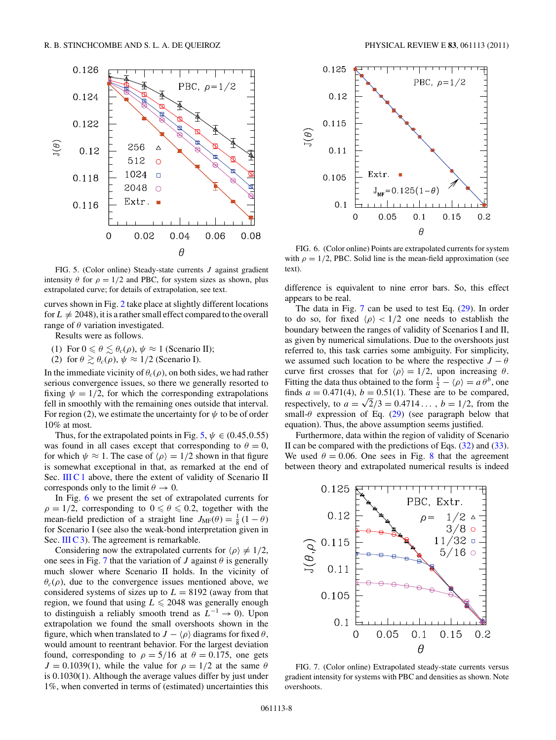FIG. 5. (Color online) Steady-state currents $J$ against gradient intensity $\theta$ for $\rho = 1/2$ and PBC, for system sizes as shown, plus extrapolated curve; for details of extrapolation, see text.

curves shown in Fig. 2 take place at slightly different locations for $L \neq 2048$), it is a rather small effect compared to the overall range of $\theta$ variation investigated.

Results were as follows.

(1) For $0 \leqslant \theta \lesssim \theta_c(\rho)$, $\psi \approx 1$ (Scenario II);
(2) for $\theta \gtrsim \theta_c(\rho)$, $\psi \approx 1/2$ (Scenario I).

In the immediate vicinity of $\theta_c(\rho)$, on both sides, we had rather serious convergence issues, so there we generally resorted to fixing $\psi = 1/2$, for which the corresponding extrapolations fell in smoothly with the remaining ones outside that interval. For region (2), we estimate the uncertainty for $\psi$ to be of order 10% at most.

Thus, for the extrapolated points in Fig. 5, $\psi \in (0.45, 0.55)$ was found in all cases except that corresponding to $\theta = 0$, for which $\psi \approx 1$. The case of $\langle\rho\rangle = 1/2$ shown in that figure is somewhat exceptional in that, as remarked at the end of Sec. III C 1 above, there the extent of validity of Scenario II corresponds only to the limit $\theta \to 0$.

In Fig. 6 we present the set of extrapolated currents for $\rho = 1/2$, corresponding to $0 \leqslant \theta \leqslant 0.2$, together with the mean-field prediction of a straight line $J_{\rm MF}(\theta) = \frac{1}{8}(1-\theta)$ for Scenario I (see also the weak-bond interpretation given in Sec. III C 3). The agreement is remarkable.

Considering now the extrapolated currents for $\langle\rho\rangle \neq 1/2$, one sees in Fig. 7 that the variation of $J$ against $\theta$ is generally much slower where Scenario II holds. In the vicinity of $\theta_c(\rho)$, due to the convergence issues mentioned above, we considered systems of sizes up to $L = 8192$ (away from that region, we found that using $L \leqslant 2048$ was generally enough to distinguish a reliably smooth trend as $L^{-1} \to 0$). Upon extrapolation we found the small overshoots shown in the figure, which when translated to $J - \langle\rho\rangle$ diagrams for fixed $\theta$, would amount to reentrant behavior. For the largest deviation found, corresponding to $\rho = 5/16$ at $\theta = 0.175$, one gets $J = 0.1039(1)$, while the value for $\rho = 1/2$ at the same $\theta$ is $0.1030(1)$. Although the average values differ by just under 1%, when converted in terms of (estimated) uncertainties this difference is equivalent to nine error bars. So, this effect appears to be real.

FIG. 6. (Color online) Points are extrapolated currents for system with $\rho = 1/2$, PBC. Solid line is the mean-field approximation (see text).

The data in Fig. 7 can be used to test Eq. (29). In order to do so, for fixed $\langle\rho\rangle < 1/2$ one needs to establish the boundary between the ranges of validity of Scenarios I and II, as given by numerical simulations. Due to the overshoots just referred to, this task carries some ambiguity. For simplicity, we assumed such location to be where the respective $J - \theta$ curve first crosses that for $\langle\rho\rangle = 1/2$, upon increasing $\theta$. Fitting the data thus obtained to the form $\frac{1}{2} - \langle\rho\rangle = a\,\theta^b$, one finds $a = 0.471(4)$, $b = 0.51(1)$. These are to be compared, respectively, to $a = \sqrt{2}/3 = 0.4714\ldots$, $b = 1/2$, from the small-$\theta$ expression of Eq. (29) (see paragraph below that equation). Thus, the above assumption seems justified.

Furthermore, data within the region of validity of Scenario II can be compared with the predictions of Eqs. (32) and (33). We used $\theta = 0.06$. One sees in Fig. 8 that the agreement between theory and extrapolated numerical results is indeed

FIG. 7. (Color online) Extrapolated steady-state currents versus gradient intensity for systems with PBC and densities as shown. Note overshoots.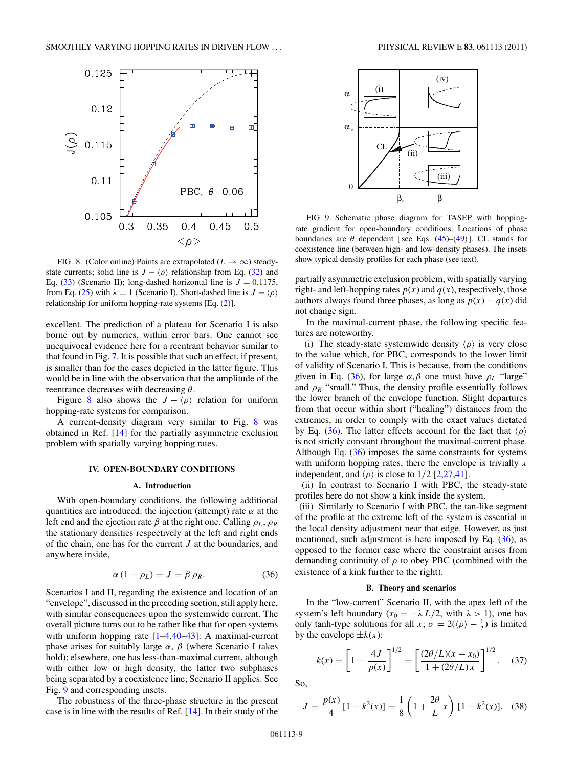FIG. 8. (Color online) Points are extrapolated ($L \to \infty$) steady-state currents; solid line is $J - \langle\rho\rangle$ relationship from Eq. (32) and Eq. (33) (Scenario II); long-dashed horizontal line is $J = 0.1175$, from Eq. (25) with $\lambda = 1$ (Scenario I). Short-dashed line is $J - \langle\rho\rangle$ relationship for uniform hopping-rate systems [Eq. (2)].

excellent. The prediction of a plateau for Scenario I is also borne out by numerics, within error bars. One cannot see unequivocal evidence here for a reentrant behavior similar to that found in Fig. 7. It is possible that such an effect, if present, is smaller than for the cases depicted in the latter figure. This would be in line with the observation that the amplitude of the reentrance decreases with decreasing $\theta$.

Figure 8 also shows the $J - \langle\rho\rangle$ relation for uniform hopping-rate systems for comparison.

A current-density diagram very similar to Fig. 8 was obtained in Ref. [14] for the partially asymmetric exclusion problem with spatially varying hopping rates.

## IV. OPEN-BOUNDARY CONDITIONS

### A. Introduction

With open-boundary conditions, the following additional quantities are introduced: the injection (attempt) rate $\alpha$ at the left end and the ejection rate $\beta$ at the right one. Calling $\rho_L$, $\rho_R$ the stationary densities respectively at the left and right ends of the chain, one has for the current $J$ at the boundaries, and anywhere inside,

$$\alpha\,(1-\rho_L) = J = \beta\,\rho_R. \tag{36}$$

Scenarios I and II, regarding the existence and location of an "envelope", discussed in the preceding section, still apply here, with similar consequences upon the systemwide current. The overall picture turns out to be rather like that for open systems with uniform hopping rate [1–4,40–43]: A maximal-current phase arises for suitably large $\alpha$, $\beta$ (where Scenario I takes hold); elsewhere, one has less-than-maximal current, although with either low or high density, the latter two subphases being separated by a coexistence line; Scenario II applies. See Fig. 9 and corresponding insets.

The robustness of the three-phase structure in the present case is in line with the results of Ref. [14]. In their study of the partially asymmetric exclusion problem, with spatially varying right- and left-hopping rates $p(x)$ and $q(x)$, respectively, those authors always found three phases, as long as $p(x) - q(x)$ did not change sign.

FIG. 9. Schematic phase diagram for TASEP with hopping-rate gradient for open-boundary conditions. Locations of phase boundaries are $\theta$ dependent [see Eqs. (45)–(49)]. CL stands for coexistence line (between high- and low-density phases). The insets show typical density profiles for each phase (see text).

In the maximal-current phase, the following specific features are noteworthy.

(i) The steady-state systemwide density $\langle\rho\rangle$ is very close to the value which, for PBC, corresponds to the lower limit of validity of Scenario I. This is because, from the conditions given in Eq. (36), for large $\alpha,\beta$ one must have $\rho_L$ "large" and $\rho_R$ "small." Thus, the density profile essentially follows the lower branch of the envelope function. Slight departures from that occur within short ("healing") distances from the extremes, in order to comply with the exact values dictated by Eq. (36). The latter effects account for the fact that $\langle\rho\rangle$ is not strictly constant throughout the maximal-current phase. Although Eq. (36) imposes the same constraints for systems with uniform hopping rates, there the envelope is trivially $x$ independent, and $\langle\rho\rangle$ is close to 1/2 [2,27,41].

(ii) In contrast to Scenario I with PBC, the steady-state profiles here do not show a kink inside the system.

(iii) Similarly to Scenario I with PBC, the tan-like segment of the profile at the extreme left of the system is essential in the local density adjustment near that edge. However, as just mentioned, such adjustment is here imposed by Eq. (36), as opposed to the former case where the constraint arises from demanding continuity of $\rho$ to obey PBC (combined with the existence of a kink further to the right).

### B. Theory and scenarios

In the "low-current" Scenario II, with the apex left of the system's left boundary ($x_0 = -\lambda L/2$, with $\lambda > 1$), one has only tanh-type solutions for all $x$; $\sigma = 2(\langle\rho\rangle - \frac{1}{2})$ is limited by the envelope $\pm k(x)$:

$$k(x) = \left[1 - \frac{4J}{p(x)}\right]^{1/2} = \left[\frac{(2\theta/L)(x - x_0)}{1 + (2\theta/L)\,x}\right]^{1/2}. \tag{37}$$

So,

$$J = \frac{p(x)}{4}\,[1 - k^2(x)] = \frac{1}{8}\left(1 + \frac{2\theta}{L}\,x\right)[1 - k^2(x)]. \tag{38}$$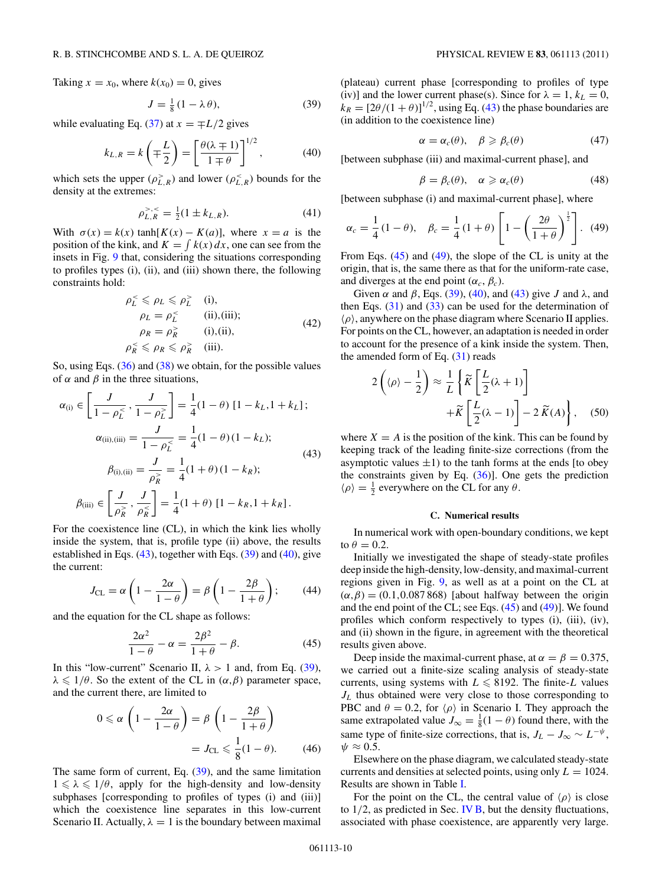Taking $x = x_0$, where $k(x_0) = 0$, gives

$$J = \frac{1}{8}(1 - \lambda\,\theta), \tag{39}$$

while evaluating Eq. (37) at $x = \mp L/2$ gives

$$k_{L,R} = k\left(\mp\frac{L}{2}\right) = \left[\frac{\theta(\lambda \mp 1)}{1 \mp \theta}\right]^{1/2}, \tag{40}$$

which sets the upper ($\rho^{>}_{L,R}$) and lower ($\rho^{<}_{L,R}$) bounds for the density at the extremes:

$$\rho^{>,<}_{L,R} = \frac{1}{2}(1 \pm k_{L,R}). \tag{41}$$

With $\sigma(x) = k(x)\tanh[K(x) - K(a)]$, where $x = a$ is the position of the kink, and $K = \int k(x)\,dx$, one can see from the insets in Fig. 9 that, considering the situations corresponding to profiles types (i), (ii), and (iii) shown there, the following constraints hold:

$$\begin{aligned}
\rho^{<}_{L} \leqslant \rho_L \leqslant \rho^{>}_{L} &\quad \text{(i)},\\
\rho_L = \rho^{<}_{L} &\quad \text{(ii),(iii)};\\
\rho_R = \rho^{>}_{R} &\quad \text{(i),(ii)},\\
\rho^{<}_{R} \leqslant \rho_R \leqslant \rho^{>}_{R} &\quad \text{(iii)}.
\end{aligned} \tag{42}$$

So, using Eqs. (36) and (38) we obtain, for the possible values of $\alpha$ and $\beta$ in the three situations,

$$\begin{aligned}
\alpha_{\rm (i)} &\in \left[\frac{J}{1-\rho^{<}_{L}}\,,\,\frac{J}{1-\rho^{>}_{L}}\right] = \frac{1}{4}(1-\theta)\,[1-k_L,1+k_L]\,;\\
\alpha_{\rm (ii),(iii)} &= \frac{J}{1-\rho^{<}_{L}} = \frac{1}{4}(1-\theta)\,(1-k_L);\\
\beta_{\rm (i),(ii)} &= \frac{J}{\rho^{>}_{R}} = \frac{1}{4}(1+\theta)\,(1-k_R);\\
\beta_{\rm (iii)} &\in \left[\frac{J}{\rho^{>}_{R}}\,,\,\frac{J}{\rho^{<}_{R}}\right] = \frac{1}{4}(1+\theta)\,[1-k_R,1+k_R]\,.
\end{aligned} \tag{43}$$

For the coexistence line (CL), in which the kink lies wholly inside the system, that is, profile type (ii) above, the results established in Eqs. (43), together with Eqs. (39) and (40), give the current:

$$J_{\rm CL} = \alpha\left(1 - \frac{2\alpha}{1-\theta}\right) = \beta\left(1 - \frac{2\beta}{1+\theta}\right); \tag{44}$$

and the equation for the CL shape as follows:

$$\frac{2\alpha^2}{1-\theta} - \alpha = \frac{2\beta^2}{1+\theta} - \beta. \tag{45}$$

In this "low-current" Scenario II, $\lambda > 1$ and, from Eq. (39), $\lambda \leqslant 1/\theta$. So the extent of the CL in $(\alpha,\beta)$ parameter space, and the current there, are limited to

$$\begin{aligned}
0 \leqslant \alpha\left(1 - \frac{2\alpha}{1-\theta}\right) &= \beta\left(1 - \frac{2\beta}{1+\theta}\right)\\
&= J_{\rm CL} \leqslant \frac{1}{8}(1-\theta).
\end{aligned} \tag{46}$$

The same form of current, Eq. (39), and the same limitation $1 \leqslant \lambda \leqslant 1/\theta$, apply for the high-density and low-density subphases [corresponding to profiles of types (i) and (iii)] which the coexistence line separates in this low-current Scenario II. Actually, $\lambda = 1$ is the boundary between maximal (plateau) current phase [corresponding to profiles of type (iv)] and the lower current phase(s). Since for $\lambda = 1$, $k_L = 0$, $k_R = [2\theta/(1+\theta)]^{1/2}$, using Eq. (43) the phase boundaries are (in addition to the coexistence line)

$$\alpha = \alpha_c(\theta), \quad \beta \geqslant \beta_c(\theta) \tag{47}$$

[between subphase (iii) and maximal-current phase], and

$$\beta = \beta_c(\theta), \quad \alpha \geqslant \alpha_c(\theta) \tag{48}$$

[between subphase (i) and maximal-current phase], where

$$\alpha_c = \frac{1}{4}(1-\theta), \quad \beta_c = \frac{1}{4}(1+\theta)\left[1 - \left(\frac{2\theta}{1+\theta}\right)^{\frac{1}{2}}\right]. \tag{49}$$

From Eqs. (45) and (49), the slope of the CL is unity at the origin, that is, the same there as that for the uniform-rate case, and diverges at the end point $(\alpha_c, \beta_c)$.

Given $\alpha$ and $\beta$, Eqs. (39), (40), and (43) give $J$ and $\lambda$, and then Eqs. (31) and (33) can be used for the determination of $\langle\rho\rangle$, anywhere on the phase diagram where Scenario II applies. For points on the CL, however, an adaptation is needed in order to account for the presence of a kink inside the system. Then, the amended form of Eq. (31) reads

$$\begin{aligned}
2\left(\langle\rho\rangle - \frac{1}{2}\right) \approx \frac{1}{L}\Big\{&\widetilde{K}\left[\frac{L}{2}(\lambda+1)\right]\\
&+\widetilde{K}\left[\frac{L}{2}(\lambda-1)\right] - 2\,\widetilde{K}(A)\Big\},
\end{aligned} \tag{50}$$

where $X = A$ is the position of the kink. This can be found by keeping track of the leading finite-size corrections (from the asymptotic values $\pm 1$) to the tanh forms at the ends [to obey the constraints given by Eq. (36)]. One gets the prediction $\langle\rho\rangle = \frac{1}{2}$ everywhere on the CL for any $\theta$.

### C. Numerical results

In numerical work with open-boundary conditions, we kept to $\theta = 0.2$.

Initially we investigated the shape of steady-state profiles deep inside the high-density, low-density, and maximal-current regions given in Fig. 9, as well as at a point on the CL at $(\alpha,\beta) = (0.1, 0.087\,868)$ [about halfway between the origin and the end point of the CL; see Eqs. (45) and (49)]. We found profiles which conform respectively to types (i), (iii), (iv), and (ii) shown in the figure, in agreement with the theoretical results given above.

Deep inside the maximal-current phase, at $\alpha = \beta = 0.375$, we carried out a finite-size scaling analysis of steady-state currents, using systems with $L \leqslant 8192$. The finite-$L$ values $J_L$ thus obtained were very close to those corresponding to PBC and $\theta = 0.2$, for $\langle\rho\rangle$ in Scenario I. They approach the same extrapolated value $J_\infty = \frac{1}{8}(1-\theta)$ found there, with the same type of finite-size corrections, that is, $J_L - J_\infty \sim L^{-\psi}$, $\psi \approx 0.5$.

Elsewhere on the phase diagram, we calculated steady-state currents and densities at selected points, using only $L = 1024$. Results are shown in Table I.

For the point on the CL, the central value of $\langle\rho\rangle$ is close to 1/2, as predicted in Sec. IV B, but the density fluctuations, associated with phase coexistence, are apparently very large.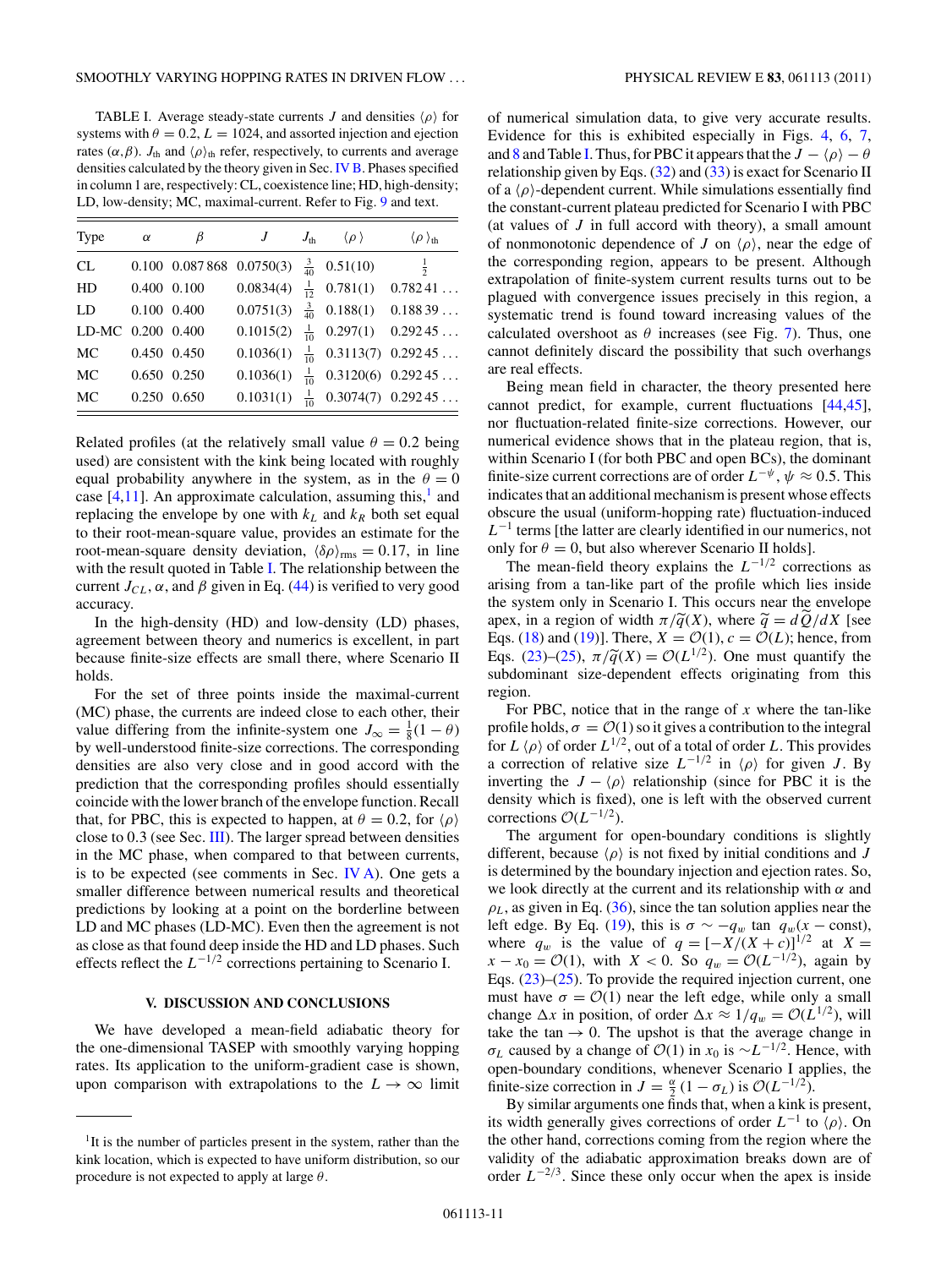TABLE I. Average steady-state currents $J$ and densities $\langle \rho \rangle$ for systems with $\theta = 0.2$, $L = 1024$, and assorted injection and ejection rates $(\alpha,\beta)$. $J_{\rm th}$ and $\langle \rho \rangle_{\rm th}$ refer, respectively, to currents and average densities calculated by the theory given in Sec. IV B. Phases specified in column 1 are, respectively: CL, coexistence line; HD, high-density; LD, low-density; MC, maximal-current. Refer to Fig. 9 and text.

| Type | $\alpha$ | $\beta$ | $J$ | $J_{\rm th}$ | $\langle \rho \rangle$ | $\langle \rho \rangle_{\rm th}$ |
|---|---|---|---|---|---|---|
| CL | 0.100 | 0.087 868 | 0.0750(3) | $\frac{3}{40}$ | 0.51(10) | $\frac{1}{2}$ |
| HD | 0.400 | 0.100 | 0.0834(4) | $\frac{1}{12}$ | 0.781(1) | 0.782 41 ... |
| LD | 0.100 | 0.400 | 0.0751(3) | $\frac{3}{40}$ | 0.188(1) | 0.188 39 ... |
| LD-MC | 0.200 | 0.400 | 0.1015(2) | $\frac{1}{10}$ | 0.297(1) | 0.292 45 ... |
| MC | 0.450 | 0.450 | 0.1036(1) | $\frac{1}{10}$ | 0.3113(7) | 0.292 45 ... |
| MC | 0.650 | 0.250 | 0.1036(1) | $\frac{1}{10}$ | 0.3120(6) | 0.292 45 ... |
| MC | 0.250 | 0.650 | 0.1031(1) | $\frac{1}{10}$ | 0.3074(7) | 0.292 45 ... |

Related profiles (at the relatively small value $\theta = 0.2$ being used) are consistent with the kink being located with roughly equal probability anywhere in the system, as in the $\theta = 0$ case [4,11]. An approximate calculation, assuming this,[1] and replacing the envelope by one with $k_L$ and $k_R$ both set equal to their root-mean-square value, provides an estimate for the root-mean-square density deviation, $\langle \delta\rho \rangle_{\rm rms} = 0.17$, in line with the result quoted in Table I. The relationship between the current $J_{CL}$, $\alpha$, and $\beta$ given in Eq. (44) is verified to very good accuracy.

In the high-density (HD) and low-density (LD) phases, agreement between theory and numerics is excellent, in part because finite-size effects are small there, where Scenario II holds.

For the set of three points inside the maximal-current (MC) phase, the currents are indeed close to each other, their value differing from the infinite-system one $J_\infty = \frac{1}{8}(1-\theta)$ by well-understood finite-size corrections. The corresponding densities are also very close and in good accord with the prediction that the corresponding profiles should essentially coincide with the lower branch of the envelope function. Recall that, for PBC, this is expected to happen, at $\theta = 0.2$, for $\langle \rho \rangle$ close to 0.3 (see Sec. III). The larger spread between densities in the MC phase, when compared to that between currents, is to be expected (see comments in Sec. IV A). One gets a smaller difference between numerical results and theoretical predictions by looking at a point on the borderline between LD and MC phases (LD-MC). Even then the agreement is not as close as that found deep inside the HD and LD phases. Such effects reflect the $L^{-1/2}$ corrections pertaining to Scenario I.

## V. DISCUSSION AND CONCLUSIONS

We have developed a mean-field adiabatic theory for the one-dimensional TASEP with smoothly varying hopping rates. Its application to the uniform-gradient case is shown, upon comparison with extrapolations to the $L \to \infty$ limit of numerical simulation data, to give very accurate results. Evidence for this is exhibited especially in Figs. 4, 6, 7, and 8 and Table I. Thus, for PBC it appears that the $J - \langle \rho \rangle - \theta$ relationship given by Eqs. (32) and (33) is exact for Scenario II of a $\langle \rho \rangle$-dependent current. While simulations essentially find the constant-current plateau predicted for Scenario I with PBC (at values of $J$ in full accord with theory), a small amount of nonmonotonic dependence of $J$ on $\langle \rho \rangle$, near the edge of the corresponding region, appears to be present. Although extrapolation of finite-system current results turns out to be plagued with convergence issues precisely in this region, a systematic trend is found toward increasing values of the calculated overshoot as $\theta$ increases (see Fig. 7). Thus, one cannot definitely discard the possibility that such overhangs are real effects.

Being mean field in character, the theory presented here cannot predict, for example, current fluctuations [44,45], nor fluctuation-related finite-size corrections. However, our numerical evidence shows that in the plateau region, that is, within Scenario I (for both PBC and open BCs), the dominant finite-size current corrections are of order $L^{-\psi}$, $\psi \approx 0.5$. This indicates that an additional mechanism is present whose effects obscure the usual (uniform-hopping rate) fluctuation-induced $L^{-1}$ terms [the latter are clearly identified in our numerics, not only for $\theta = 0$, but also wherever Scenario II holds].

The mean-field theory explains the $L^{-1/2}$ corrections as arising from a tan-like part of the profile which lies inside the system only in Scenario I. This occurs near the envelope apex, in a region of width $\pi/\widetilde{q}(X)$, where $\widetilde{q} = d\widetilde{Q}/dX$ [see Eqs. (18) and (19)]. There, $X = \mathcal{O}(1)$, $c = \mathcal{O}(L)$; hence, from Eqs. (23)–(25), $\pi/\widetilde{q}(X) = \mathcal{O}(L^{1/2})$. One must quantify the subdominant size-dependent effects originating from this region.

For PBC, notice that in the range of $x$ where the tan-like profile holds, $\sigma = \mathcal{O}(1)$ so it gives a contribution to the integral for $L\,\langle \rho \rangle$ of order $L^{1/2}$, out of a total of order $L$. This provides a correction of relative size $L^{-1/2}$ in $\langle \rho \rangle$ for given $J$. By inverting the $J - \langle \rho \rangle$ relationship (since for PBC it is the density which is fixed), one is left with the observed current corrections $\mathcal{O}(L^{-1/2})$.

The argument for open-boundary conditions is slightly different, because $\langle \rho \rangle$ is not fixed by initial conditions and $J$ is determined by the boundary injection and ejection rates. So, we look directly at the current and its relationship with $\alpha$ and $\rho_L$, as given in Eq. (36), since the tan solution applies near the left edge. By Eq. (19), this is $\sigma \sim -q_w \tan\, q_w(x - \text{const})$, where $q_w$ is the value of $q = [-X/(X+c)]^{1/2}$ at $X = x - x_0 = \mathcal{O}(1)$, with $X < 0$. So $q_w = \mathcal{O}(L^{-1/2})$, again by Eqs. (23)–(25). To provide the required injection current, one must have $\sigma = \mathcal{O}(1)$ near the left edge, while only a small change $\Delta x$ in position, of order $\Delta x \approx 1/q_w = \mathcal{O}(L^{1/2})$, will take the $\tan \to 0$. The upshot is that the average change in $\sigma_L$ caused by a change of $\mathcal{O}(1)$ in $x_0$ is $\sim L^{-1/2}$. Hence, with open-boundary conditions, whenever Scenario I applies, the finite-size correction in $J = \frac{\alpha}{2}(1-\sigma_L)$ is $\mathcal{O}(L^{-1/2})$.

By similar arguments one finds that, when a kink is present, its width generally gives corrections of order $L^{-1}$ to $\langle \rho \rangle$. On the other hand, corrections coming from the region where the validity of the adiabatic approximation breaks down are of order $L^{-2/3}$. Since these only occur when the apex is inside

[1] It is the number of particles present in the system, rather than the kink location, which is expected to have uniform distribution, so our procedure is not expected to apply at large $\theta$.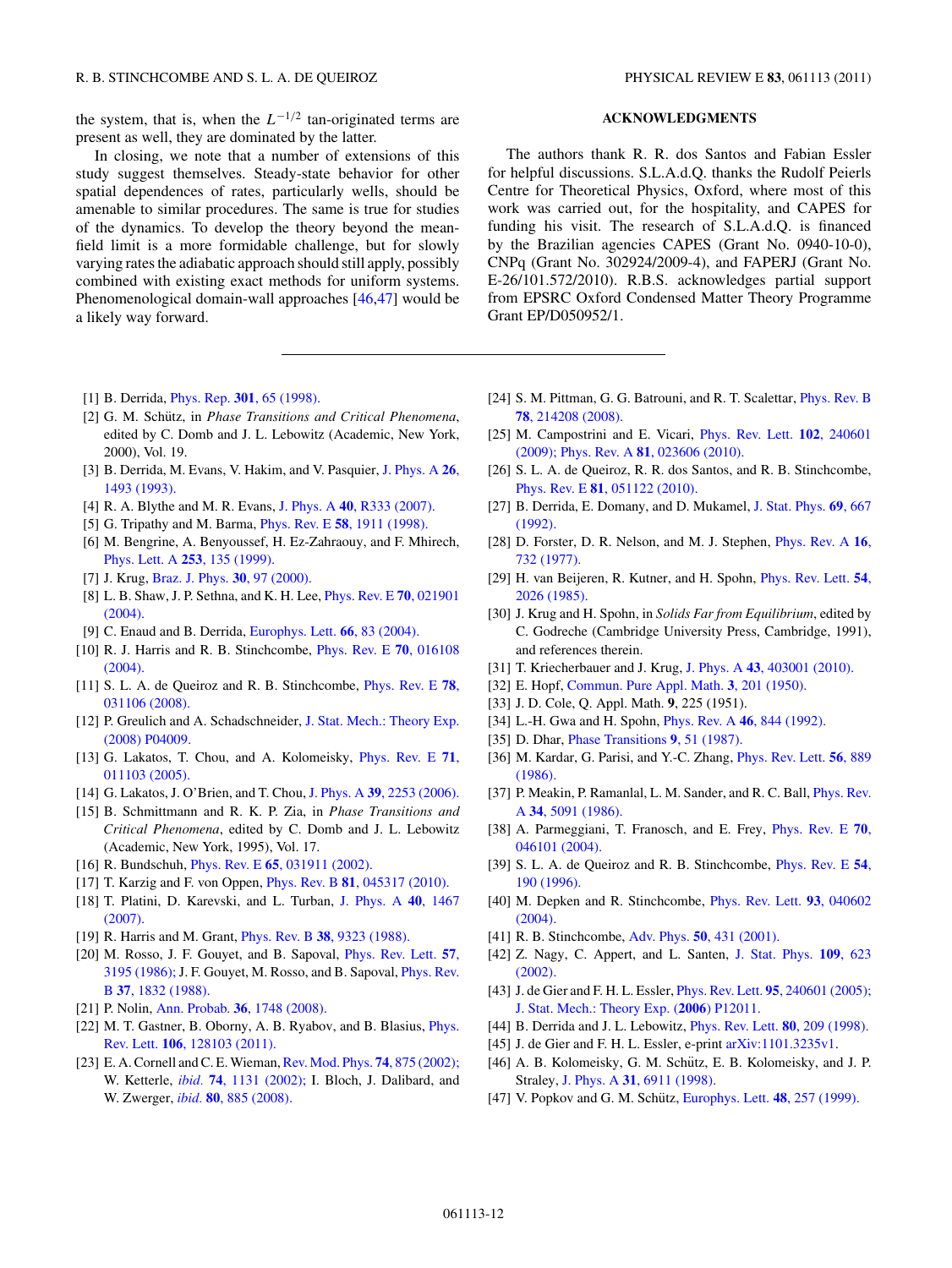the system, that is, when the $L^{-1/2}$ tan-originated terms are present as well, they are dominated by the latter.

In closing, we note that a number of extensions of this study suggest themselves. Steady-state behavior for other spatial dependences of rates, particularly wells, should be amenable to similar procedures. The same is true for studies of the dynamics. To develop the theory beyond the mean-field limit is a more formidable challenge, but for slowly varying rates the adiabatic approach should still apply, possibly combined with existing exact methods for uniform systems. Phenomenological domain-wall approaches [46,47] would be a likely way forward.

## ACKNOWLEDGMENTS

The authors thank R. R. dos Santos and Fabian Essler for helpful discussions. S.L.A.d.Q. thanks the Rudolf Peierls Centre for Theoretical Physics, Oxford, where most of this work was carried out, for the hospitality, and CAPES for funding his visit. The research of S.L.A.d.Q. is financed by the Brazilian agencies CAPES (Grant No. 0940-10-0), CNPq (Grant No. 302924/2009-4), and FAPERJ (Grant No. E-26/101.572/2010). R.B.S. acknowledges partial support from EPSRC Oxford Condensed Matter Theory Programme Grant EP/D050952/1.

---

[1] B. Derrida, Phys. Rep. **301**, 65 (1998).

[2] G. M. Schütz, in *Phase Transitions and Critical Phenomena*, edited by C. Domb and J. L. Lebowitz (Academic, New York, 2000), Vol. 19.

[3] B. Derrida, M. Evans, V. Hakim, and V. Pasquier, J. Phys. A **26**, 1493 (1993).

[4] R. A. Blythe and M. R. Evans, J. Phys. A **40**, R333 (2007).

[5] G. Tripathy and M. Barma, Phys. Rev. E **58**, 1911 (1998).

[6] M. Bengrine, A. Benyoussef, H. Ez-Zahraouy, and F. Mhirech, Phys. Lett. A **253**, 135 (1999).

[7] J. Krug, Braz. J. Phys. **30**, 97 (2000).

[8] L. B. Shaw, J. P. Sethna, and K. H. Lee, Phys. Rev. E **70**, 021901 (2004).

[9] C. Enaud and B. Derrida, Europhys. Lett. **66**, 83 (2004).

[10] R. J. Harris and R. B. Stinchcombe, Phys. Rev. E **70**, 016108 (2004).

[11] S. L. A. de Queiroz and R. B. Stinchcombe, Phys. Rev. E **78**, 031106 (2008).

[12] P. Greulich and A. Schadschneider, J. Stat. Mech.: Theory Exp. (2008) P04009.

[13] G. Lakatos, T. Chou, and A. Kolomeisky, Phys. Rev. E **71**, 011103 (2005).

[14] G. Lakatos, J. O'Brien, and T. Chou, J. Phys. A **39**, 2253 (2006).

[15] B. Schmittmann and R. K. P. Zia, in *Phase Transitions and Critical Phenomena*, edited by C. Domb and J. L. Lebowitz (Academic, New York, 1995), Vol. 17.

[16] R. Bundschuh, Phys. Rev. E **65**, 031911 (2002).

[17] T. Karzig and F. von Oppen, Phys. Rev. B **81**, 045317 (2010).

[18] T. Platini, D. Karevski, and L. Turban, J. Phys. A **40**, 1467 (2007).

[19] R. Harris and M. Grant, Phys. Rev. B **38**, 9323 (1988).

[20] M. Rosso, J. F. Gouyet, and B. Sapoval, Phys. Rev. Lett. **57**, 3195 (1986); J. F. Gouyet, M. Rosso, and B. Sapoval, Phys. Rev. B **37**, 1832 (1988).

[21] P. Nolin, Ann. Probab. **36**, 1748 (2008).

[22] M. T. Gastner, B. Oborny, A. B. Ryabov, and B. Blasius, Phys. Rev. Lett. **106**, 128103 (2011).

[23] E. A. Cornell and C. E. Wieman, Rev. Mod. Phys. **74**, 875 (2002); W. Ketterle, *ibid.* **74**, 1131 (2002); I. Bloch, J. Dalibard, and W. Zwerger, *ibid.* **80**, 885 (2008).

[24] S. M. Pittman, G. G. Batrouni, and R. T. Scalettar, Phys. Rev. B **78**, 214208 (2008).

[25] M. Campostrini and E. Vicari, Phys. Rev. Lett. **102**, 240601 (2009); Phys. Rev. A **81**, 023606 (2010).

[26] S. L. A. de Queiroz, R. R. dos Santos, and R. B. Stinchcombe, Phys. Rev. E **81**, 051122 (2010).

[27] B. Derrida, E. Domany, and D. Mukamel, J. Stat. Phys. **69**, 667 (1992).

[28] D. Forster, D. R. Nelson, and M. J. Stephen, Phys. Rev. A **16**, 732 (1977).

[29] H. van Beijeren, R. Kutner, and H. Spohn, Phys. Rev. Lett. **54**, 2026 (1985).

[30] J. Krug and H. Spohn, in *Solids Far from Equilibrium*, edited by C. Godreche (Cambridge University Press, Cambridge, 1991), and references therein.

[31] T. Kriecherbauer and J. Krug, J. Phys. A **43**, 403001 (2010).

[32] E. Hopf, Commun. Pure Appl. Math. **3**, 201 (1950).

[33] J. D. Cole, Q. Appl. Math. **9**, 225 (1951).

[34] L.-H. Gwa and H. Spohn, Phys. Rev. A **46**, 844 (1992).

[35] D. Dhar, Phase Transitions **9**, 51 (1987).

[36] M. Kardar, G. Parisi, and Y.-C. Zhang, Phys. Rev. Lett. **56**, 889 (1986).

[37] P. Meakin, P. Ramanlal, L. M. Sander, and R. C. Ball, Phys. Rev. A **34**, 5091 (1986).

[38] A. Parmeggiani, T. Franosch, and E. Frey, Phys. Rev. E **70**, 046101 (2004).

[39] S. L. A. de Queiroz and R. B. Stinchcombe, Phys. Rev. E **54**, 190 (1996).

[40] M. Depken and R. Stinchcombe, Phys. Rev. Lett. **93**, 040602 (2004).

[41] R. B. Stinchcombe, Adv. Phys. **50**, 431 (2001).

[42] Z. Nagy, C. Appert, and L. Santen, J. Stat. Phys. **109**, 623 (2002).

[43] J. de Gier and F. H. L. Essler, Phys. Rev. Lett. **95**, 240601 (2005); J. Stat. Mech.: Theory Exp. (**2006**) P12011.

[44] B. Derrida and J. L. Lebowitz, Phys. Rev. Lett. **80**, 209 (1998).

[45] J. de Gier and F. H. L. Essler, e-print arXiv:1101.3235v1.

[46] A. B. Kolomeisky, G. M. Schütz, E. B. Kolomeisky, and J. P. Straley, J. Phys. A **31**, 6911 (1998).

[47] V. Popkov and G. M. Schütz, Europhys. Lett. **48**, 257 (1999).